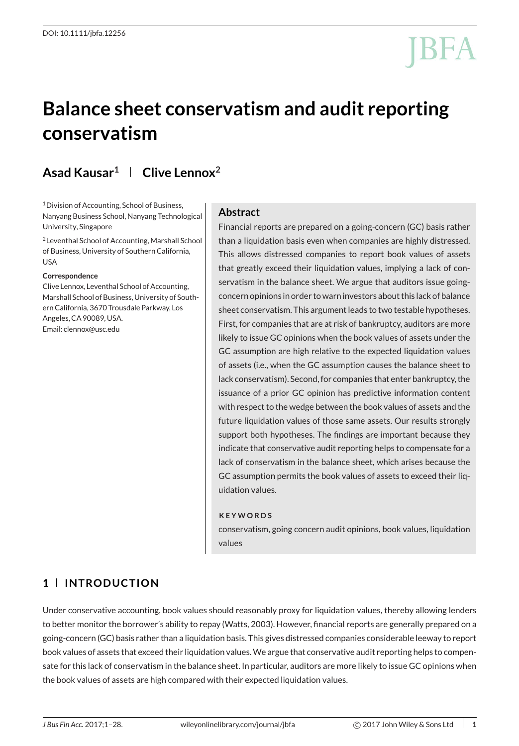DOI: 10.1111/jbfa.12256

# Balance sheet conservatism and audit reporting conservatism

**Asad Kausar**[1] | **Clive Lennox**[2]

[1]Division of Accounting, School of Business, Nanyang Business School, Nanyang Technological University, Singapore

[2]Leventhal School of Accounting, Marshall School of Business, University of Southern California, USA

**Correspondence**
Clive Lennox, Leventhal School of Accounting, Marshall School of Business, University of Southern California, 3670 Trousdale Parkway, Los Angeles, CA 90089, USA.
Email: clennox@usc.edu

## Abstract

Financial reports are prepared on a going-concern (GC) basis rather than a liquidation basis even when companies are highly distressed. This allows distressed companies to report book values of assets that greatly exceed their liquidation values, implying a lack of conservatism in the balance sheet. We argue that auditors issue going-concern opinions in order to warn investors about this lack of balance sheet conservatism. This argument leads to two testable hypotheses. First, for companies that are at risk of bankruptcy, auditors are more likely to issue GC opinions when the book values of assets under the GC assumption are high relative to the expected liquidation values of assets (i.e., when the GC assumption causes the balance sheet to lack conservatism). Second, for companies that enter bankruptcy, the issuance of a prior GC opinion has predictive information content with respect to the wedge between the book values of assets and the future liquidation values of those same assets. Our results strongly support both hypotheses. The findings are important because they indicate that conservative audit reporting helps to compensate for a lack of conservatism in the balance sheet, which arises because the GC assumption permits the book values of assets to exceed their liquidation values.

**KEYWORDS**

conservatism, going concern audit opinions, book values, liquidation values

## 1 | INTRODUCTION

Under conservative accounting, book values should reasonably proxy for liquidation values, thereby allowing lenders to better monitor the borrower's ability to repay (Watts, 2003). However, financial reports are generally prepared on a going-concern (GC) basis rather than a liquidation basis. This gives distressed companies considerable leeway to report book values of assets that exceed their liquidation values. We argue that conservative audit reporting helps to compensate for this lack of conservatism in the balance sheet. In particular, auditors are more likely to issue GC opinions when the book values of assets are high compared with their expected liquidation values.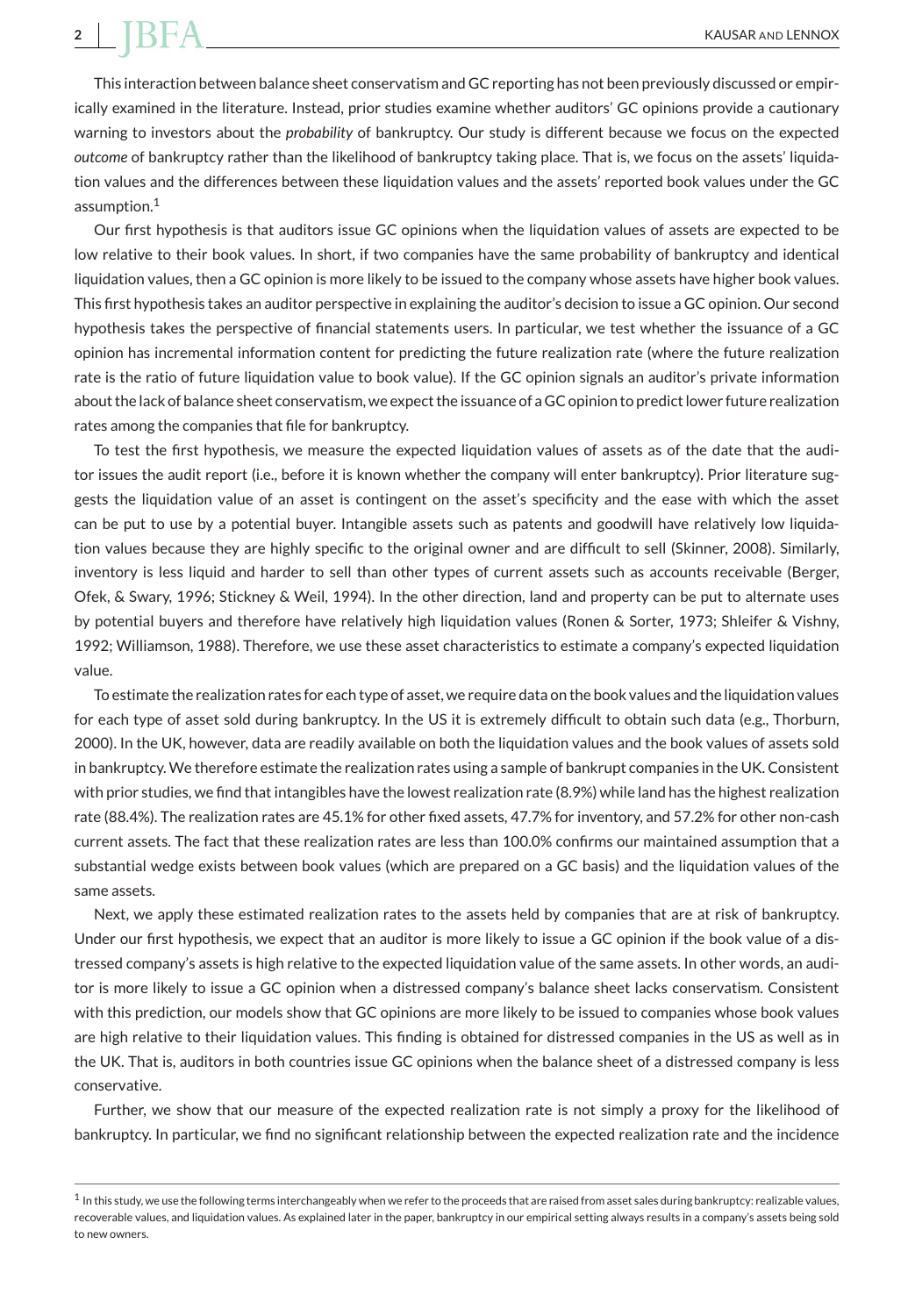This interaction between balance sheet conservatism and GC reporting has not been previously discussed or empirically examined in the literature. Instead, prior studies examine whether auditors' GC opinions provide a cautionary warning to investors about the *probability* of bankruptcy. Our study is different because we focus on the expected *outcome* of bankruptcy rather than the likelihood of bankruptcy taking place. That is, we focus on the assets' liquidation values and the differences between these liquidation values and the assets' reported book values under the GC assumption.[1]

Our first hypothesis is that auditors issue GC opinions when the liquidation values of assets are expected to be low relative to their book values. In short, if two companies have the same probability of bankruptcy and identical liquidation values, then a GC opinion is more likely to be issued to the company whose assets have higher book values. This first hypothesis takes an auditor perspective in explaining the auditor's decision to issue a GC opinion. Our second hypothesis takes the perspective of financial statements users. In particular, we test whether the issuance of a GC opinion has incremental information content for predicting the future realization rate (where the future realization rate is the ratio of future liquidation value to book value). If the GC opinion signals an auditor's private information about the lack of balance sheet conservatism, we expect the issuance of a GC opinion to predict lower future realization rates among the companies that file for bankruptcy.

To test the first hypothesis, we measure the expected liquidation values of assets as of the date that the auditor issues the audit report (i.e., before it is known whether the company will enter bankruptcy). Prior literature suggests the liquidation value of an asset is contingent on the asset's specificity and the ease with which the asset can be put to use by a potential buyer. Intangible assets such as patents and goodwill have relatively low liquidation values because they are highly specific to the original owner and are difficult to sell (Skinner, 2008). Similarly, inventory is less liquid and harder to sell than other types of current assets such as accounts receivable (Berger, Ofek, & Swary, 1996; Stickney & Weil, 1994). In the other direction, land and property can be put to alternate uses by potential buyers and therefore have relatively high liquidation values (Ronen & Sorter, 1973; Shleifer & Vishny, 1992; Williamson, 1988). Therefore, we use these asset characteristics to estimate a company's expected liquidation value.

To estimate the realization rates for each type of asset, we require data on the book values and the liquidation values for each type of asset sold during bankruptcy. In the US it is extremely difficult to obtain such data (e.g., Thorburn, 2000). In the UK, however, data are readily available on both the liquidation values and the book values of assets sold in bankruptcy. We therefore estimate the realization rates using a sample of bankrupt companies in the UK. Consistent with prior studies, we find that intangibles have the lowest realization rate (8.9%) while land has the highest realization rate (88.4%). The realization rates are 45.1% for other fixed assets, 47.7% for inventory, and 57.2% for other non-cash current assets. The fact that these realization rates are less than 100.0% confirms our maintained assumption that a substantial wedge exists between book values (which are prepared on a GC basis) and the liquidation values of the same assets.

Next, we apply these estimated realization rates to the assets held by companies that are at risk of bankruptcy. Under our first hypothesis, we expect that an auditor is more likely to issue a GC opinion if the book value of a distressed company's assets is high relative to the expected liquidation value of the same assets. In other words, an auditor is more likely to issue a GC opinion when a distressed company's balance sheet lacks conservatism. Consistent with this prediction, our models show that GC opinions are more likely to be issued to companies whose book values are high relative to their liquidation values. This finding is obtained for distressed companies in the US as well as in the UK. That is, auditors in both countries issue GC opinions when the balance sheet of a distressed company is less conservative.

Further, we show that our measure of the expected realization rate is not simply a proxy for the likelihood of bankruptcy. In particular, we find no significant relationship between the expected realization rate and the incidence

[1] In this study, we use the following terms interchangeably when we refer to the proceeds that are raised from asset sales during bankruptcy: realizable values, recoverable values, and liquidation values. As explained later in the paper, bankruptcy in our empirical setting always results in a company's assets being sold to new owners.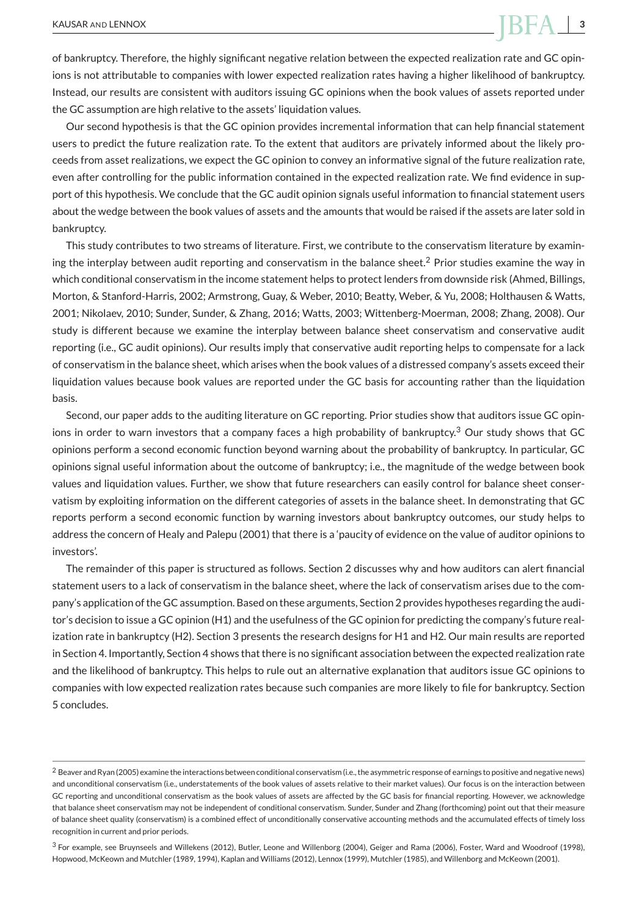of bankruptcy. Therefore, the highly significant negative relation between the expected realization rate and GC opinions is not attributable to companies with lower expected realization rates having a higher likelihood of bankruptcy. Instead, our results are consistent with auditors issuing GC opinions when the book values of assets reported under the GC assumption are high relative to the assets' liquidation values.

Our second hypothesis is that the GC opinion provides incremental information that can help financial statement users to predict the future realization rate. To the extent that auditors are privately informed about the likely proceeds from asset realizations, we expect the GC opinion to convey an informative signal of the future realization rate, even after controlling for the public information contained in the expected realization rate. We find evidence in support of this hypothesis. We conclude that the GC audit opinion signals useful information to financial statement users about the wedge between the book values of assets and the amounts that would be raised if the assets are later sold in bankruptcy.

This study contributes to two streams of literature. First, we contribute to the conservatism literature by examining the interplay between audit reporting and conservatism in the balance sheet.[2] Prior studies examine the way in which conditional conservatism in the income statement helps to protect lenders from downside risk (Ahmed, Billings, Morton, & Stanford-Harris, 2002; Armstrong, Guay, & Weber, 2010; Beatty, Weber, & Yu, 2008; Holthausen & Watts, 2001; Nikolaev, 2010; Sunder, Sunder, & Zhang, 2016; Watts, 2003; Wittenberg-Moerman, 2008; Zhang, 2008). Our study is different because we examine the interplay between balance sheet conservatism and conservative audit reporting (i.e., GC audit opinions). Our results imply that conservative audit reporting helps to compensate for a lack of conservatism in the balance sheet, which arises when the book values of a distressed company's assets exceed their liquidation values because book values are reported under the GC basis for accounting rather than the liquidation basis.

Second, our paper adds to the auditing literature on GC reporting. Prior studies show that auditors issue GC opinions in order to warn investors that a company faces a high probability of bankruptcy.[3] Our study shows that GC opinions perform a second economic function beyond warning about the probability of bankruptcy. In particular, GC opinions signal useful information about the outcome of bankruptcy; i.e., the magnitude of the wedge between book values and liquidation values. Further, we show that future researchers can easily control for balance sheet conservatism by exploiting information on the different categories of assets in the balance sheet. In demonstrating that GC reports perform a second economic function by warning investors about bankruptcy outcomes, our study helps to address the concern of Healy and Palepu (2001) that there is a 'paucity of evidence on the value of auditor opinions to investors'.

The remainder of this paper is structured as follows. Section 2 discusses why and how auditors can alert financial statement users to a lack of conservatism in the balance sheet, where the lack of conservatism arises due to the company's application of the GC assumption. Based on these arguments, Section 2 provides hypotheses regarding the auditor's decision to issue a GC opinion (H1) and the usefulness of the GC opinion for predicting the company's future realization rate in bankruptcy (H2). Section 3 presents the research designs for H1 and H2. Our main results are reported in Section 4. Importantly, Section 4 shows that there is no significant association between the expected realization rate and the likelihood of bankruptcy. This helps to rule out an alternative explanation that auditors issue GC opinions to companies with low expected realization rates because such companies are more likely to file for bankruptcy. Section 5 concludes.

---

[2] Beaver and Ryan (2005) examine the interactions between conditional conservatism (i.e., the asymmetric response of earnings to positive and negative news) and unconditional conservatism (i.e., understatements of the book values of assets relative to their market values). Our focus is on the interaction between GC reporting and unconditional conservatism as the book values of assets are affected by the GC basis for financial reporting. However, we acknowledge that balance sheet conservatism may not be independent of conditional conservatism. Sunder, Sunder and Zhang (forthcoming) point out that their measure of balance sheet quality (conservatism) is a combined effect of unconditionally conservative accounting methods and the accumulated effects of timely loss recognition in current and prior periods.

[3] For example, see Bruynseels and Willekens (2012), Butler, Leone and Willenborg (2004), Geiger and Rama (2006), Foster, Ward and Woodroof (1998), Hopwood, McKeown and Mutchler (1989, 1994), Kaplan and Williams (2012), Lennox (1999), Mutchler (1985), and Willenborg and McKeown (2001).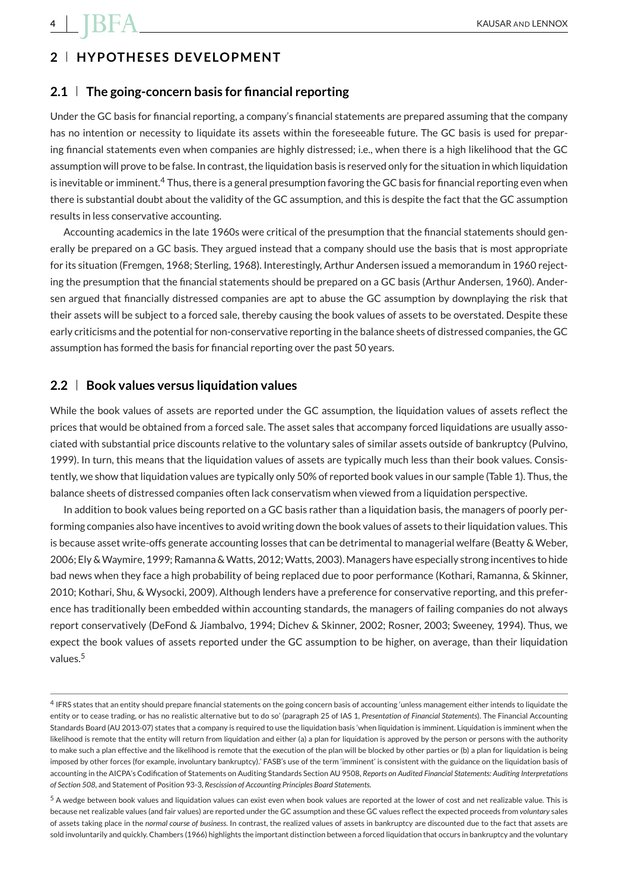## 2 | HYPOTHESES DEVELOPMENT

### 2.1 | The going-concern basis for financial reporting

Under the GC basis for financial reporting, a company's financial statements are prepared assuming that the company has no intention or necessity to liquidate its assets within the foreseeable future. The GC basis is used for preparing financial statements even when companies are highly distressed; i.e., when there is a high likelihood that the GC assumption will prove to be false. In contrast, the liquidation basis is reserved only for the situation in which liquidation is inevitable or imminent.[4] Thus, there is a general presumption favoring the GC basis for financial reporting even when there is substantial doubt about the validity of the GC assumption, and this is despite the fact that the GC assumption results in less conservative accounting.

Accounting academics in the late 1960s were critical of the presumption that the financial statements should generally be prepared on a GC basis. They argued instead that a company should use the basis that is most appropriate for its situation (Fremgen, 1968; Sterling, 1968). Interestingly, Arthur Andersen issued a memorandum in 1960 rejecting the presumption that the financial statements should be prepared on a GC basis (Arthur Andersen, 1960). Andersen argued that financially distressed companies are apt to abuse the GC assumption by downplaying the risk that their assets will be subject to a forced sale, thereby causing the book values of assets to be overstated. Despite these early criticisms and the potential for non-conservative reporting in the balance sheets of distressed companies, the GC assumption has formed the basis for financial reporting over the past 50 years.

### 2.2 | Book values versus liquidation values

While the book values of assets are reported under the GC assumption, the liquidation values of assets reflect the prices that would be obtained from a forced sale. The asset sales that accompany forced liquidations are usually associated with substantial price discounts relative to the voluntary sales of similar assets outside of bankruptcy (Pulvino, 1999). In turn, this means that the liquidation values of assets are typically much less than their book values. Consistently, we show that liquidation values are typically only 50% of reported book values in our sample (Table 1). Thus, the balance sheets of distressed companies often lack conservatism when viewed from a liquidation perspective.

In addition to book values being reported on a GC basis rather than a liquidation basis, the managers of poorly performing companies also have incentives to avoid writing down the book values of assets to their liquidation values. This is because asset write-offs generate accounting losses that can be detrimental to managerial welfare (Beatty & Weber, 2006; Ely & Waymire, 1999; Ramanna & Watts, 2012; Watts, 2003). Managers have especially strong incentives to hide bad news when they face a high probability of being replaced due to poor performance (Kothari, Ramanna, & Skinner, 2010; Kothari, Shu, & Wysocki, 2009). Although lenders have a preference for conservative reporting, and this preference has traditionally been embedded within accounting standards, the managers of failing companies do not always report conservatively (DeFond & Jiambalvo, 1994; Dichev & Skinner, 2002; Rosner, 2003; Sweeney, 1994). Thus, we expect the book values of assets reported under the GC assumption to be higher, on average, than their liquidation values.[5]

[4] IFRS states that an entity should prepare financial statements on the going concern basis of accounting 'unless management either intends to liquidate the entity or to cease trading, or has no realistic alternative but to do so' (paragraph 25 of IAS 1, *Presentation of Financial Statements*). The Financial Accounting Standards Board (AU 2013-07) states that a company is required to use the liquidation basis 'when liquidation is imminent. Liquidation is imminent when the likelihood is remote that the entity will return from liquidation and either (a) a plan for liquidation is approved by the person or persons with the authority to make such a plan effective and the likelihood is remote that the execution of the plan will be blocked by other parties or (b) a plan for liquidation is being imposed by other forces (for example, involuntary bankruptcy).' FASB's use of the term 'imminent' is consistent with the guidance on the liquidation basis of accounting in the AICPA's Codification of Statements on Auditing Standards Section AU 9508, *Reports on Audited Financial Statements: Auditing Interpretations of Section 508*, and Statement of Position 93-3, *Rescission of Accounting Principles Board Statements.*

[5] A wedge between book values and liquidation values can exist even when book values are reported at the lower of cost and net realizable value. This is because net realizable values (and fair values) are reported under the GC assumption and these GC values reflect the expected proceeds from *voluntary* sales of assets taking place in the *normal course of business*. In contrast, the realized values of assets in bankruptcy are discounted due to the fact that assets are sold involuntarily and quickly. Chambers (1966) highlights the important distinction between a forced liquidation that occurs in bankruptcy and the voluntary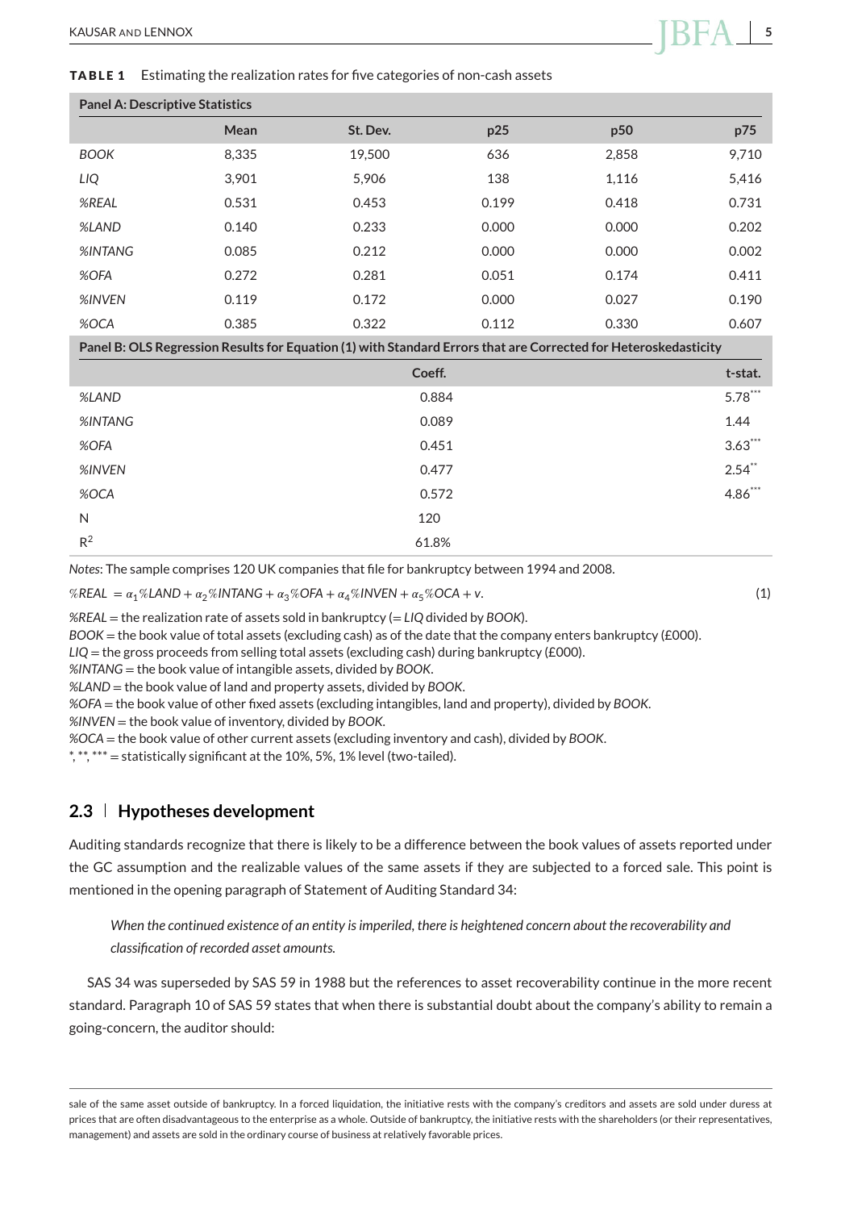**TABLE 1** Estimating the realization rates for five categories of non-cash assets

| **Panel A: Descriptive Statistics** | | | | | |
|---|---|---|---|---|---|
| | **Mean** | **St. Dev.** | **p25** | **p50** | **p75** |
| *BOOK* | 8,335 | 19,500 | 636 | 2,858 | 9,710 |
| *LIQ* | 3,901 | 5,906 | 138 | 1,116 | 5,416 |
| *%REAL* | 0.531 | 0.453 | 0.199 | 0.418 | 0.731 |
| *%LAND* | 0.140 | 0.233 | 0.000 | 0.000 | 0.202 |
| *%INTANG* | 0.085 | 0.212 | 0.000 | 0.000 | 0.002 |
| *%OFA* | 0.272 | 0.281 | 0.051 | 0.174 | 0.411 |
| *%INVEN* | 0.119 | 0.172 | 0.000 | 0.027 | 0.190 |
| *%OCA* | 0.385 | 0.322 | 0.112 | 0.330 | 0.607 |

| **Panel B: OLS Regression Results for Equation (1) with Standard Errors that are Corrected for Heteroskedasticity** | | |
|---|---|---|
| | **Coeff.** | **t-stat.** |
| *%LAND* | 0.884 | 5.78*** |
| *%INTANG* | 0.089 | 1.44 |
| *%OFA* | 0.451 | 3.63*** |
| *%INVEN* | 0.477 | 2.54** |
| *%OCA* | 0.572 | 4.86*** |
| N | 120 | |
| $R^2$ | 61.8% | |

*Notes*: The sample comprises 120 UK companies that file for bankruptcy between 1994 and 2008.

$$\%REAL = \alpha_1 \%LAND + \alpha_2 \%INTANG + \alpha_3 \%OFA + \alpha_4 \%INVEN + \alpha_5 \%OCA + v. \quad (1)$$

*%REAL* = the realization rate of assets sold in bankruptcy (= *LIQ* divided by *BOOK*).
*BOOK* = the book value of total assets (excluding cash) as of the date that the company enters bankruptcy (£000).
*LIQ* = the gross proceeds from selling total assets (excluding cash) during bankruptcy (£000).
*%INTANG* = the book value of intangible assets, divided by *BOOK*.
*%LAND* = the book value of land and property assets, divided by *BOOK*.
*%OFA* = the book value of other fixed assets (excluding intangibles, land and property), divided by *BOOK*.
*%INVEN* = the book value of inventory, divided by *BOOK*.
*%OCA* = the book value of other current assets (excluding inventory and cash), divided by *BOOK*.
*, **, *** = statistically significant at the 10%, 5%, 1% level (two-tailed).

## 2.3 Hypotheses development

Auditing standards recognize that there is likely to be a difference between the book values of assets reported under the GC assumption and the realizable values of the same assets if they are subjected to a forced sale. This point is mentioned in the opening paragraph of Statement of Auditing Standard 34:

> *When the continued existence of an entity is imperiled, there is heightened concern about the recoverability and classification of recorded asset amounts.*

SAS 34 was superseded by SAS 59 in 1988 but the references to asset recoverability continue in the more recent standard. Paragraph 10 of SAS 59 states that when there is substantial doubt about the company's ability to remain a going-concern, the auditor should:

---

sale of the same asset outside of bankruptcy. In a forced liquidation, the initiative rests with the company's creditors and assets are sold under duress at prices that are often disadvantageous to the enterprise as a whole. Outside of bankruptcy, the initiative rests with the shareholders (or their representatives, management) and assets are sold in the ordinary course of business at relatively favorable prices.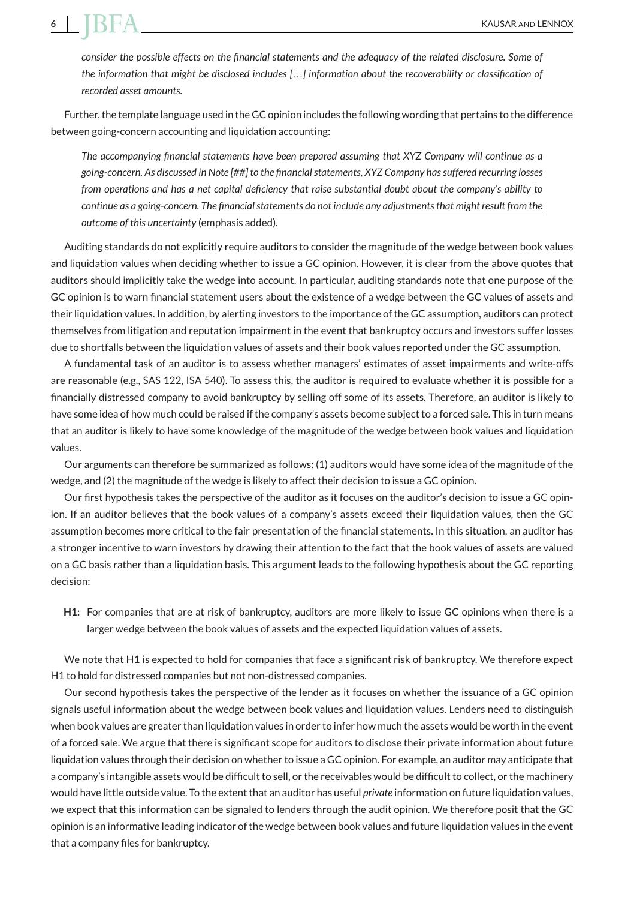*consider the possible effects on the financial statements and the adequacy of the related disclosure. Some of the information that might be disclosed includes […] information about the recoverability or classification of recorded asset amounts.*

Further, the template language used in the GC opinion includes the following wording that pertains to the difference between going-concern accounting and liquidation accounting:

> *The accompanying financial statements have been prepared assuming that XYZ Company will continue as a going-concern. As discussed in Note [##] to the financial statements, XYZ Company has suffered recurring losses from operations and has a net capital deficiency that raise substantial doubt about the company's ability to continue as a going-concern. <u>The financial statements do not include any adjustments that might result from the outcome of this uncertainty</u>* (emphasis added).

Auditing standards do not explicitly require auditors to consider the magnitude of the wedge between book values and liquidation values when deciding whether to issue a GC opinion. However, it is clear from the above quotes that auditors should implicitly take the wedge into account. In particular, auditing standards note that one purpose of the GC opinion is to warn financial statement users about the existence of a wedge between the GC values of assets and their liquidation values. In addition, by alerting investors to the importance of the GC assumption, auditors can protect themselves from litigation and reputation impairment in the event that bankruptcy occurs and investors suffer losses due to shortfalls between the liquidation values of assets and their book values reported under the GC assumption.

A fundamental task of an auditor is to assess whether managers' estimates of asset impairments and write-offs are reasonable (e.g., SAS 122, ISA 540). To assess this, the auditor is required to evaluate whether it is possible for a financially distressed company to avoid bankruptcy by selling off some of its assets. Therefore, an auditor is likely to have some idea of how much could be raised if the company's assets become subject to a forced sale. This in turn means that an auditor is likely to have some knowledge of the magnitude of the wedge between book values and liquidation values.

Our arguments can therefore be summarized as follows: (1) auditors would have some idea of the magnitude of the wedge, and (2) the magnitude of the wedge is likely to affect their decision to issue a GC opinion.

Our first hypothesis takes the perspective of the auditor as it focuses on the auditor's decision to issue a GC opinion. If an auditor believes that the book values of a company's assets exceed their liquidation values, then the GC assumption becomes more critical to the fair presentation of the financial statements. In this situation, an auditor has a stronger incentive to warn investors by drawing their attention to the fact that the book values of assets are valued on a GC basis rather than a liquidation basis. This argument leads to the following hypothesis about the GC reporting decision:

**H1:** For companies that are at risk of bankruptcy, auditors are more likely to issue GC opinions when there is a larger wedge between the book values of assets and the expected liquidation values of assets.

We note that H1 is expected to hold for companies that face a significant risk of bankruptcy. We therefore expect H1 to hold for distressed companies but not non-distressed companies.

Our second hypothesis takes the perspective of the lender as it focuses on whether the issuance of a GC opinion signals useful information about the wedge between book values and liquidation values. Lenders need to distinguish when book values are greater than liquidation values in order to infer how much the assets would be worth in the event of a forced sale. We argue that there is significant scope for auditors to disclose their private information about future liquidation values through their decision on whether to issue a GC opinion. For example, an auditor may anticipate that a company's intangible assets would be difficult to sell, or the receivables would be difficult to collect, or the machinery would have little outside value. To the extent that an auditor has useful *private* information on future liquidation values, we expect that this information can be signaled to lenders through the audit opinion. We therefore posit that the GC opinion is an informative leading indicator of the wedge between book values and future liquidation values in the event that a company files for bankruptcy.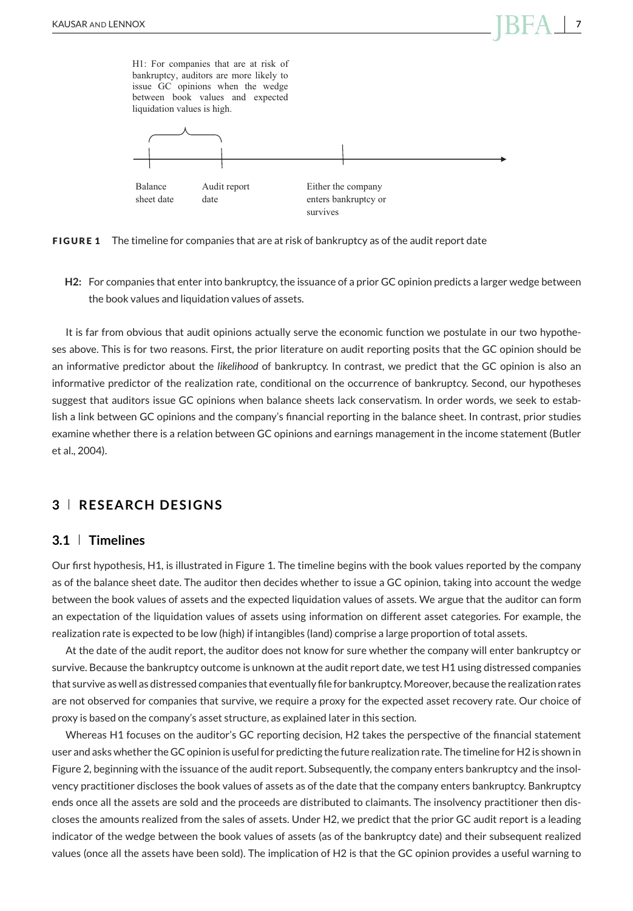H1: For companies that are at risk of bankruptcy, auditors are more likely to issue GC opinions when the wedge between book values and expected liquidation values is high.

Balance sheet date — Audit report date — Either the company enters bankruptcy or survives

**FIGURE 1** The timeline for companies that are at risk of bankruptcy as of the audit report date

**H2:** For companies that enter into bankruptcy, the issuance of a prior GC opinion predicts a larger wedge between the book values and liquidation values of assets.

It is far from obvious that audit opinions actually serve the economic function we postulate in our two hypotheses above. This is for two reasons. First, the prior literature on audit reporting posits that the GC opinion should be an informative predictor about the *likelihood* of bankruptcy. In contrast, we predict that the GC opinion is also an informative predictor of the realization rate, conditional on the occurrence of bankruptcy. Second, our hypotheses suggest that auditors issue GC opinions when balance sheets lack conservatism. In order words, we seek to establish a link between GC opinions and the company's financial reporting in the balance sheet. In contrast, prior studies examine whether there is a relation between GC opinions and earnings management in the income statement (Butler et al., 2004).

## 3 | RESEARCH DESIGNS

### 3.1 | Timelines

Our first hypothesis, H1, is illustrated in Figure 1. The timeline begins with the book values reported by the company as of the balance sheet date. The auditor then decides whether to issue a GC opinion, taking into account the wedge between the book values of assets and the expected liquidation values of assets. We argue that the auditor can form an expectation of the liquidation values of assets using information on different asset categories. For example, the realization rate is expected to be low (high) if intangibles (land) comprise a large proportion of total assets.

At the date of the audit report, the auditor does not know for sure whether the company will enter bankruptcy or survive. Because the bankruptcy outcome is unknown at the audit report date, we test H1 using distressed companies that survive as well as distressed companies that eventually file for bankruptcy. Moreover, because the realization rates are not observed for companies that survive, we require a proxy for the expected asset recovery rate. Our choice of proxy is based on the company's asset structure, as explained later in this section.

Whereas H1 focuses on the auditor's GC reporting decision, H2 takes the perspective of the financial statement user and asks whether the GC opinion is useful for predicting the future realization rate. The timeline for H2 is shown in Figure 2, beginning with the issuance of the audit report. Subsequently, the company enters bankruptcy and the insolvency practitioner discloses the book values of assets as of the date that the company enters bankruptcy. Bankruptcy ends once all the assets are sold and the proceeds are distributed to claimants. The insolvency practitioner then discloses the amounts realized from the sales of assets. Under H2, we predict that the prior GC audit report is a leading indicator of the wedge between the book values of assets (as of the bankruptcy date) and their subsequent realized values (once all the assets have been sold). The implication of H2 is that the GC opinion provides a useful warning to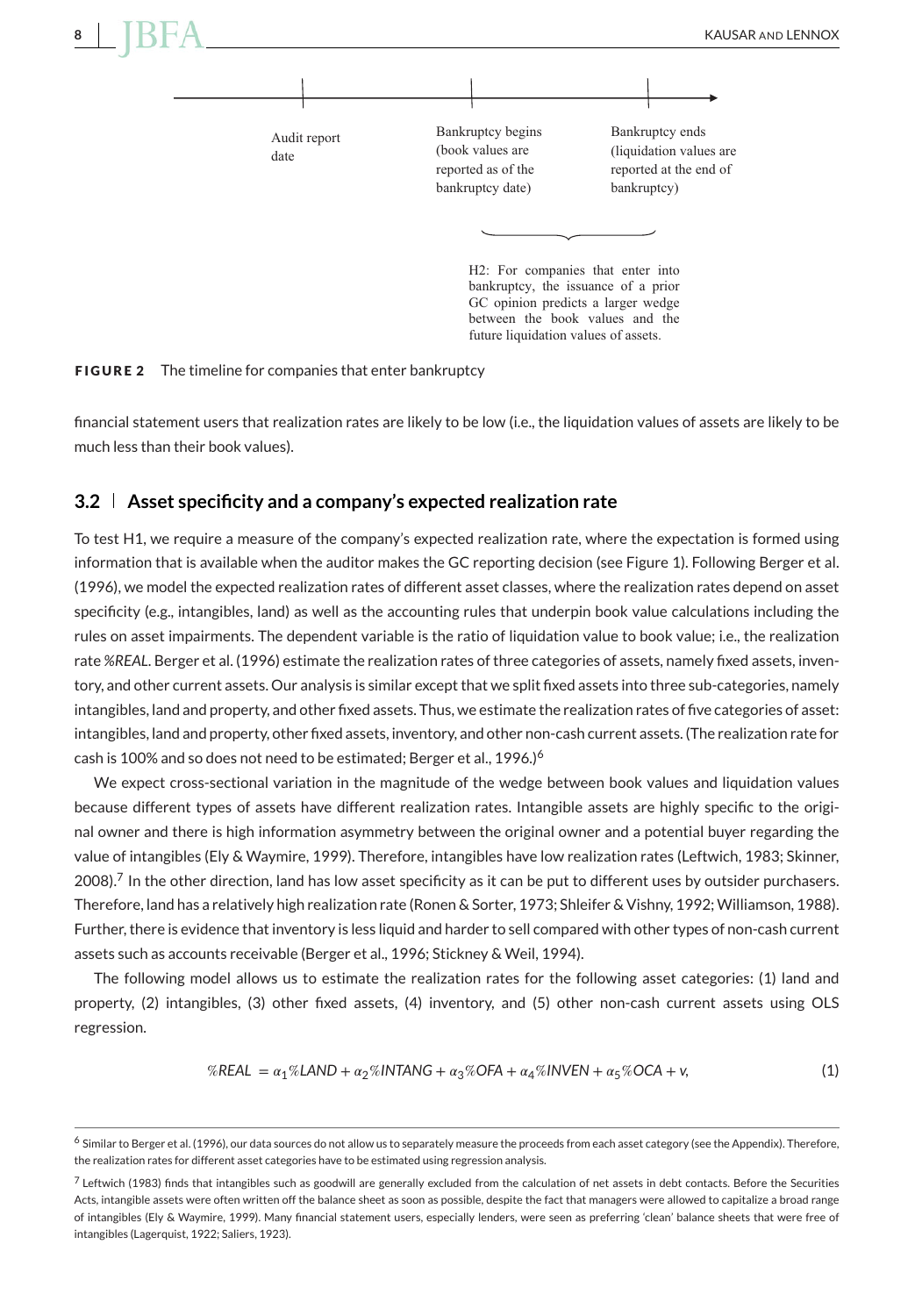Audit report date

Bankruptcy begins (book values are reported as of the bankruptcy date)

Bankruptcy ends (liquidation values are reported at the end of bankruptcy)

H2: For companies that enter into bankruptcy, the issuance of a prior GC opinion predicts a larger wedge between the book values and the future liquidation values of assets.

**FIGURE 2** The timeline for companies that enter bankruptcy

financial statement users that realization rates are likely to be low (i.e., the liquidation values of assets are likely to be much less than their book values).

## 3.2 | Asset specificity and a company's expected realization rate

To test H1, we require a measure of the company's expected realization rate, where the expectation is formed using information that is available when the auditor makes the GC reporting decision (see Figure 1). Following Berger et al. (1996), we model the expected realization rates of different asset classes, where the realization rates depend on asset specificity (e.g., intangibles, land) as well as the accounting rules that underpin book value calculations including the rules on asset impairments. The dependent variable is the ratio of liquidation value to book value; i.e., the realization rate *%REAL*. Berger et al. (1996) estimate the realization rates of three categories of assets, namely fixed assets, inventory, and other current assets. Our analysis is similar except that we split fixed assets into three sub-categories, namely intangibles, land and property, and other fixed assets. Thus, we estimate the realization rates of five categories of asset: intangibles, land and property, other fixed assets, inventory, and other non-cash current assets. (The realization rate for cash is 100% and so does not need to be estimated; Berger et al., 1996.)[6]

We expect cross-sectional variation in the magnitude of the wedge between book values and liquidation values because different types of assets have different realization rates. Intangible assets are highly specific to the original owner and there is high information asymmetry between the original owner and a potential buyer regarding the value of intangibles (Ely & Waymire, 1999). Therefore, intangibles have low realization rates (Leftwich, 1983; Skinner, 2008).[7] In the other direction, land has low asset specificity as it can be put to different uses by outsider purchasers. Therefore, land has a relatively high realization rate (Ronen & Sorter, 1973; Shleifer & Vishny, 1992; Williamson, 1988). Further, there is evidence that inventory is less liquid and harder to sell compared with other types of non-cash current assets such as accounts receivable (Berger et al., 1996; Stickney & Weil, 1994).

The following model allows us to estimate the realization rates for the following asset categories: (1) land and property, (2) intangibles, (3) other fixed assets, (4) inventory, and (5) other non-cash current assets using OLS regression.

$$\%REAL = \alpha_1 \%LAND + \alpha_2 \%INTANG + \alpha_3 \%OFA + \alpha_4 \%INVEN + \alpha_5 \%OCA + v, \tag{1}$$

[6] Similar to Berger et al. (1996), our data sources do not allow us to separately measure the proceeds from each asset category (see the Appendix). Therefore, the realization rates for different asset categories have to be estimated using regression analysis.

[7] Leftwich (1983) finds that intangibles such as goodwill are generally excluded from the calculation of net assets in debt contacts. Before the Securities Acts, intangible assets were often written off the balance sheet as soon as possible, despite the fact that managers were allowed to capitalize a broad range of intangibles (Ely & Waymire, 1999). Many financial statement users, especially lenders, were seen as preferring 'clean' balance sheets that were free of intangibles (Lagerquist, 1922; Saliers, 1923).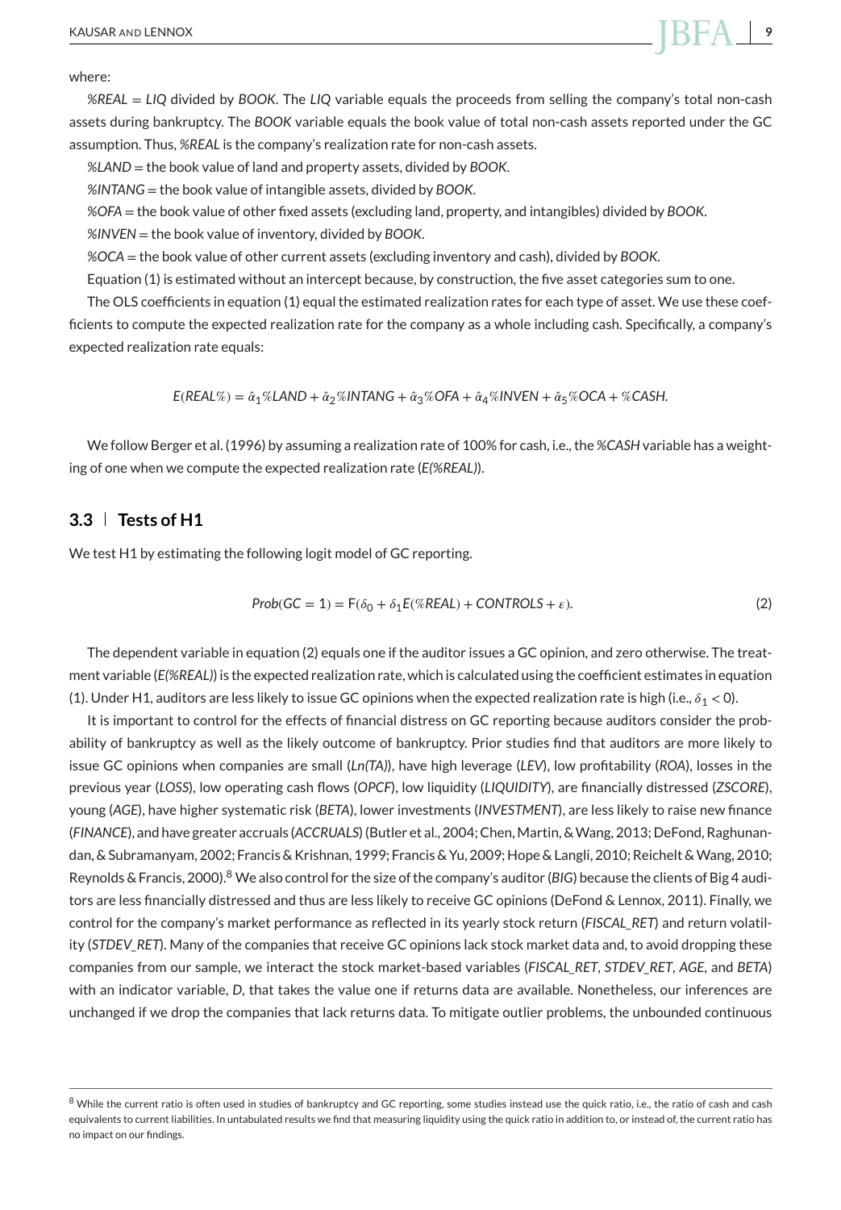where:

*%REAL* = *LIQ* divided by *BOOK*. The *LIQ* variable equals the proceeds from selling the company's total non-cash assets during bankruptcy. The *BOOK* variable equals the book value of total non-cash assets reported under the GC assumption. Thus, *%REAL* is the company's realization rate for non-cash assets.

*%LAND* = the book value of land and property assets, divided by *BOOK*.

*%INTANG* = the book value of intangible assets, divided by *BOOK*.

*%OFA* = the book value of other fixed assets (excluding land, property, and intangibles) divided by *BOOK*.

*%INVEN* = the book value of inventory, divided by *BOOK*.

*%OCA* = the book value of other current assets (excluding inventory and cash), divided by *BOOK*.

Equation (1) is estimated without an intercept because, by construction, the five asset categories sum to one.

The OLS coefficients in equation (1) equal the estimated realization rates for each type of asset. We use these coefficients to compute the expected realization rate for the company as a whole including cash. Specifically, a company's expected realization rate equals:

$$E(REAL\%) = \hat{\alpha}_1 \%LAND + \hat{\alpha}_2 \%INTANG + \hat{\alpha}_3 \%OFA + \hat{\alpha}_4 \%INVEN + \hat{\alpha}_5 \%OCA + \%CASH.$$

We follow Berger et al. (1996) by assuming a realization rate of 100% for cash, i.e., the *%CASH* variable has a weighting of one when we compute the expected realization rate (*E(%REAL)*).

## 3.3 | Tests of H1

We test H1 by estimating the following logit model of GC reporting.

$$Prob(GC = 1) = F(\delta_0 + \delta_1 E(\%REAL) + CONTROLS + \varepsilon). \tag{2}$$

The dependent variable in equation (2) equals one if the auditor issues a GC opinion, and zero otherwise. The treatment variable (*E(%REAL)*) is the expected realization rate, which is calculated using the coefficient estimates in equation (1). Under H1, auditors are less likely to issue GC opinions when the expected realization rate is high (i.e., $\delta_1 < 0$).

It is important to control for the effects of financial distress on GC reporting because auditors consider the probability of bankruptcy as well as the likely outcome of bankruptcy. Prior studies find that auditors are more likely to issue GC opinions when companies are small (*Ln(TA)*), have high leverage (*LEV*), low profitability (*ROA*), losses in the previous year (*LOSS*), low operating cash flows (*OPCF*), low liquidity (*LIQUIDITY*), are financially distressed (*ZSCORE*), young (*AGE*), have higher systematic risk (*BETA*), lower investments (*INVESTMENT*), are less likely to raise new finance (*FINANCE*), and have greater accruals (*ACCRUALS*) (Butler et al., 2004; Chen, Martin, & Wang, 2013; DeFond, Raghunandan, & Subramanyam, 2002; Francis & Krishnan, 1999; Francis & Yu, 2009; Hope & Langli, 2010; Reichelt & Wang, 2010; Reynolds & Francis, 2000).[8] We also control for the size of the company's auditor (*BIG*) because the clients of Big 4 auditors are less financially distressed and thus are less likely to receive GC opinions (DeFond & Lennox, 2011). Finally, we control for the company's market performance as reflected in its yearly stock return (*FISCAL_RET*) and return volatility (*STDEV_RET*). Many of the companies that receive GC opinions lack stock market data and, to avoid dropping these companies from our sample, we interact the stock market-based variables (*FISCAL_RET*, *STDEV_RET*, *AGE*, and *BETA*) with an indicator variable, *D*, that takes the value one if returns data are available. Nonetheless, our inferences are unchanged if we drop the companies that lack returns data. To mitigate outlier problems, the unbounded continuous

[8] While the current ratio is often used in studies of bankruptcy and GC reporting, some studies instead use the quick ratio, i.e., the ratio of cash and cash equivalents to current liabilities. In untabulated results we find that measuring liquidity using the quick ratio in addition to, or instead of, the current ratio has no impact on our findings.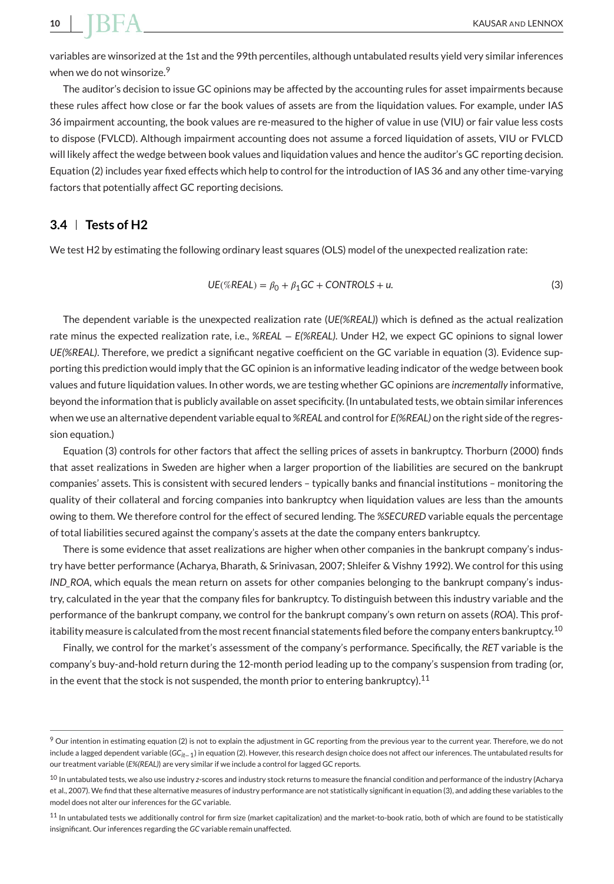variables are winsorized at the 1st and the 99th percentiles, although untabulated results yield very similar inferences when we do not winsorize.[9]

The auditor's decision to issue GC opinions may be affected by the accounting rules for asset impairments because these rules affect how close or far the book values of assets are from the liquidation values. For example, under IAS 36 impairment accounting, the book values are re-measured to the higher of value in use (VIU) or fair value less costs to dispose (FVLCD). Although impairment accounting does not assume a forced liquidation of assets, VIU or FVLCD will likely affect the wedge between book values and liquidation values and hence the auditor's GC reporting decision. Equation (2) includes year fixed effects which help to control for the introduction of IAS 36 and any other time-varying factors that potentially affect GC reporting decisions.

## 3.4 | Tests of H2

We test H2 by estimating the following ordinary least squares (OLS) model of the unexpected realization rate:

$$UE(\%REAL) = \beta_0 + \beta_1 GC + CONTROLS + u. \tag{3}$$

The dependent variable is the unexpected realization rate (*UE(%REAL)*) which is defined as the actual realization rate minus the expected realization rate, i.e., *%REAL* – *E(%REAL)*. Under H2, we expect GC opinions to signal lower *UE(%REAL)*. Therefore, we predict a significant negative coefficient on the GC variable in equation (3). Evidence supporting this prediction would imply that the GC opinion is an informative leading indicator of the wedge between book values and future liquidation values. In other words, we are testing whether GC opinions are *incrementally* informative, beyond the information that is publicly available on asset specificity. (In untabulated tests, we obtain similar inferences when we use an alternative dependent variable equal to *%REAL* and control for *E(%REAL)* on the right side of the regression equation.)

Equation (3) controls for other factors that affect the selling prices of assets in bankruptcy. Thorburn (2000) finds that asset realizations in Sweden are higher when a larger proportion of the liabilities are secured on the bankrupt companies' assets. This is consistent with secured lenders – typically banks and financial institutions – monitoring the quality of their collateral and forcing companies into bankruptcy when liquidation values are less than the amounts owing to them. We therefore control for the effect of secured lending. The *%SECURED* variable equals the percentage of total liabilities secured against the company's assets at the date the company enters bankruptcy.

There is some evidence that asset realizations are higher when other companies in the bankrupt company's industry have better performance (Acharya, Bharath, & Srinivasan, 2007; Shleifer & Vishny 1992). We control for this using *IND_ROA*, which equals the mean return on assets for other companies belonging to the bankrupt company's industry, calculated in the year that the company files for bankruptcy. To distinguish between this industry variable and the performance of the bankrupt company, we control for the bankrupt company's own return on assets (*ROA*). This profitability measure is calculated from the most recent financial statements filed before the company enters bankruptcy.[10]

Finally, we control for the market's assessment of the company's performance. Specifically, the *RET* variable is the company's buy-and-hold return during the 12-month period leading up to the company's suspension from trading (or, in the event that the stock is not suspended, the month prior to entering bankruptcy).[11]

---

[9] Our intention in estimating equation (2) is not to explain the adjustment in GC reporting from the previous year to the current year. Therefore, we do not include a lagged dependent variable ($GC_{it-1}$) in equation (2). However, this research design choice does not affect our inferences. The untabulated results for our treatment variable (*E%(REAL)*) are very similar if we include a control for lagged GC reports.

[10] In untabulated tests, we also use industry z-scores and industry stock returns to measure the financial condition and performance of the industry (Acharya et al., 2007). We find that these alternative measures of industry performance are not statistically significant in equation (3), and adding these variables to the model does not alter our inferences for the *GC* variable.

[11] In untabulated tests we additionally control for firm size (market capitalization) and the market-to-book ratio, both of which are found to be statistically insignificant. Our inferences regarding the *GC* variable remain unaffected.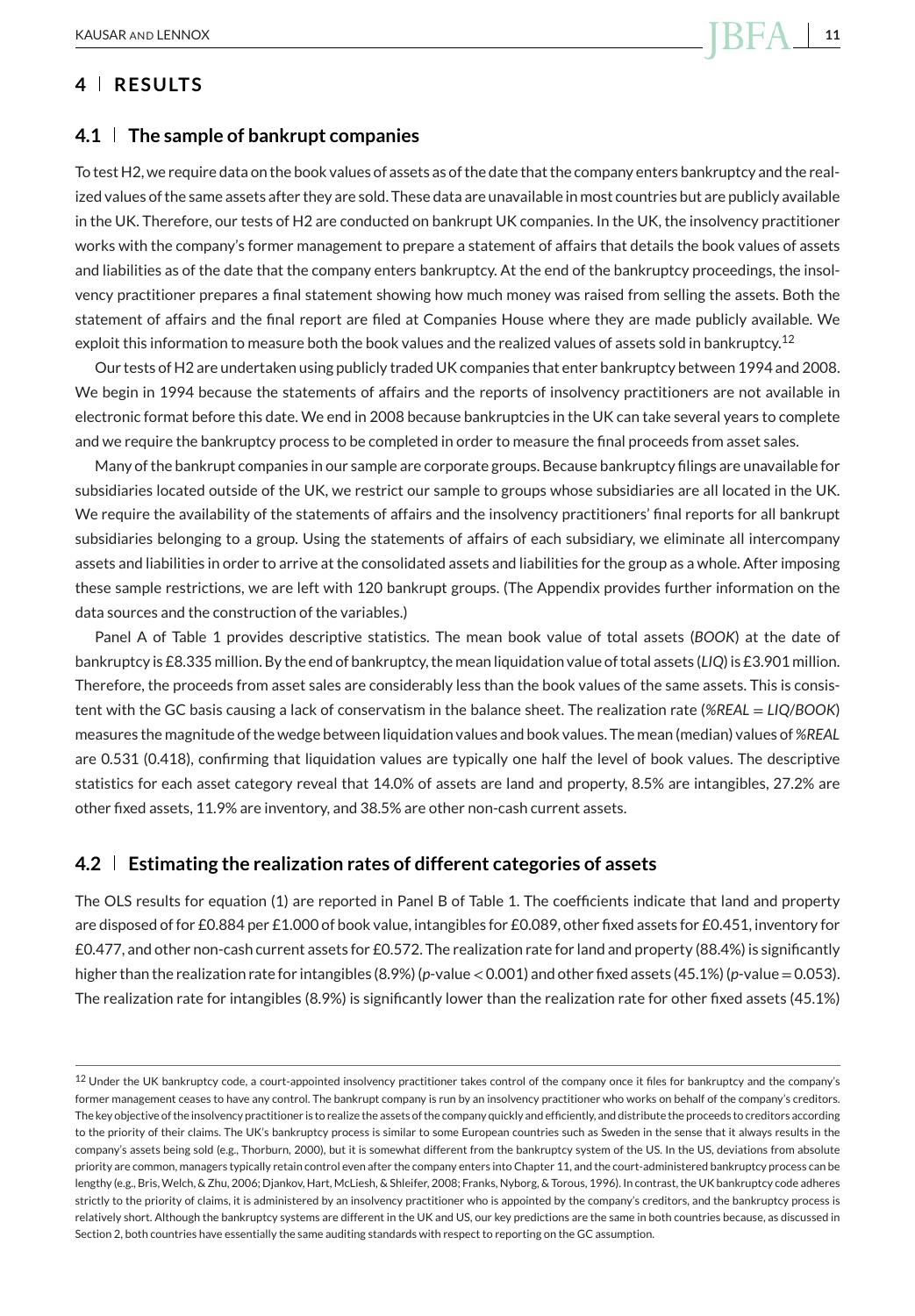## 4 | RESULTS

### 4.1 | The sample of bankrupt companies

To test H2, we require data on the book values of assets as of the date that the company enters bankruptcy and the realized values of the same assets after they are sold. These data are unavailable in most countries but are publicly available in the UK. Therefore, our tests of H2 are conducted on bankrupt UK companies. In the UK, the insolvency practitioner works with the company's former management to prepare a statement of affairs that details the book values of assets and liabilities as of the date that the company enters bankruptcy. At the end of the bankruptcy proceedings, the insolvency practitioner prepares a final statement showing how much money was raised from selling the assets. Both the statement of affairs and the final report are filed at Companies House where they are made publicly available. We exploit this information to measure both the book values and the realized values of assets sold in bankruptcy.[12]

Our tests of H2 are undertaken using publicly traded UK companies that enter bankruptcy between 1994 and 2008. We begin in 1994 because the statements of affairs and the reports of insolvency practitioners are not available in electronic format before this date. We end in 2008 because bankruptcies in the UK can take several years to complete and we require the bankruptcy process to be completed in order to measure the final proceeds from asset sales.

Many of the bankrupt companies in our sample are corporate groups. Because bankruptcy filings are unavailable for subsidiaries located outside of the UK, we restrict our sample to groups whose subsidiaries are all located in the UK. We require the availability of the statements of affairs and the insolvency practitioners' final reports for all bankrupt subsidiaries belonging to a group. Using the statements of affairs of each subsidiary, we eliminate all intercompany assets and liabilities in order to arrive at the consolidated assets and liabilities for the group as a whole. After imposing these sample restrictions, we are left with 120 bankrupt groups. (The Appendix provides further information on the data sources and the construction of the variables.)

Panel A of Table 1 provides descriptive statistics. The mean book value of total assets (*BOOK*) at the date of bankruptcy is £8.335 million. By the end of bankruptcy, the mean liquidation value of total assets (*LIQ*) is £3.901 million. Therefore, the proceeds from asset sales are considerably less than the book values of the same assets. This is consistent with the GC basis causing a lack of conservatism in the balance sheet. The realization rate ($\%REAL = LIQ/BOOK$) measures the magnitude of the wedge between liquidation values and book values. The mean (median) values of *%REAL* are 0.531 (0.418), confirming that liquidation values are typically one half the level of book values. The descriptive statistics for each asset category reveal that 14.0% of assets are land and property, 8.5% are intangibles, 27.2% are other fixed assets, 11.9% are inventory, and 38.5% are other non-cash current assets.

### 4.2 | Estimating the realization rates of different categories of assets

The OLS results for equation (1) are reported in Panel B of Table 1. The coefficients indicate that land and property are disposed of for £0.884 per £1.000 of book value, intangibles for £0.089, other fixed assets for £0.451, inventory for £0.477, and other non-cash current assets for £0.572. The realization rate for land and property (88.4%) is significantly higher than the realization rate for intangibles (8.9%) ($p$-value $< 0.001$) and other fixed assets (45.1%) ($p$-value $= 0.053$). The realization rate for intangibles (8.9%) is significantly lower than the realization rate for other fixed assets (45.1%)

[12] Under the UK bankruptcy code, a court-appointed insolvency practitioner takes control of the company once it files for bankruptcy and the company's former management ceases to have any control. The bankrupt company is run by an insolvency practitioner who works on behalf of the company's creditors. The key objective of the insolvency practitioner is to realize the assets of the company quickly and efficiently, and distribute the proceeds to creditors according to the priority of their claims. The UK's bankruptcy process is similar to some European countries such as Sweden in the sense that it always results in the company's assets being sold (e.g., Thorburn, 2000), but it is somewhat different from the bankruptcy system of the US. In the US, deviations from absolute priority are common, managers typically retain control even after the company enters into Chapter 11, and the court-administered bankruptcy process can be lengthy (e.g., Bris, Welch, & Zhu, 2006; Djankov, Hart, McLiesh, & Shleifer, 2008; Franks, Nyborg, & Torous, 1996). In contrast, the UK bankruptcy code adheres strictly to the priority of claims, it is administered by an insolvency practitioner who is appointed by the company's creditors, and the bankruptcy process is relatively short. Although the bankruptcy systems are different in the UK and US, our key predictions are the same in both countries because, as discussed in Section 2, both countries have essentially the same auditing standards with respect to reporting on the GC assumption.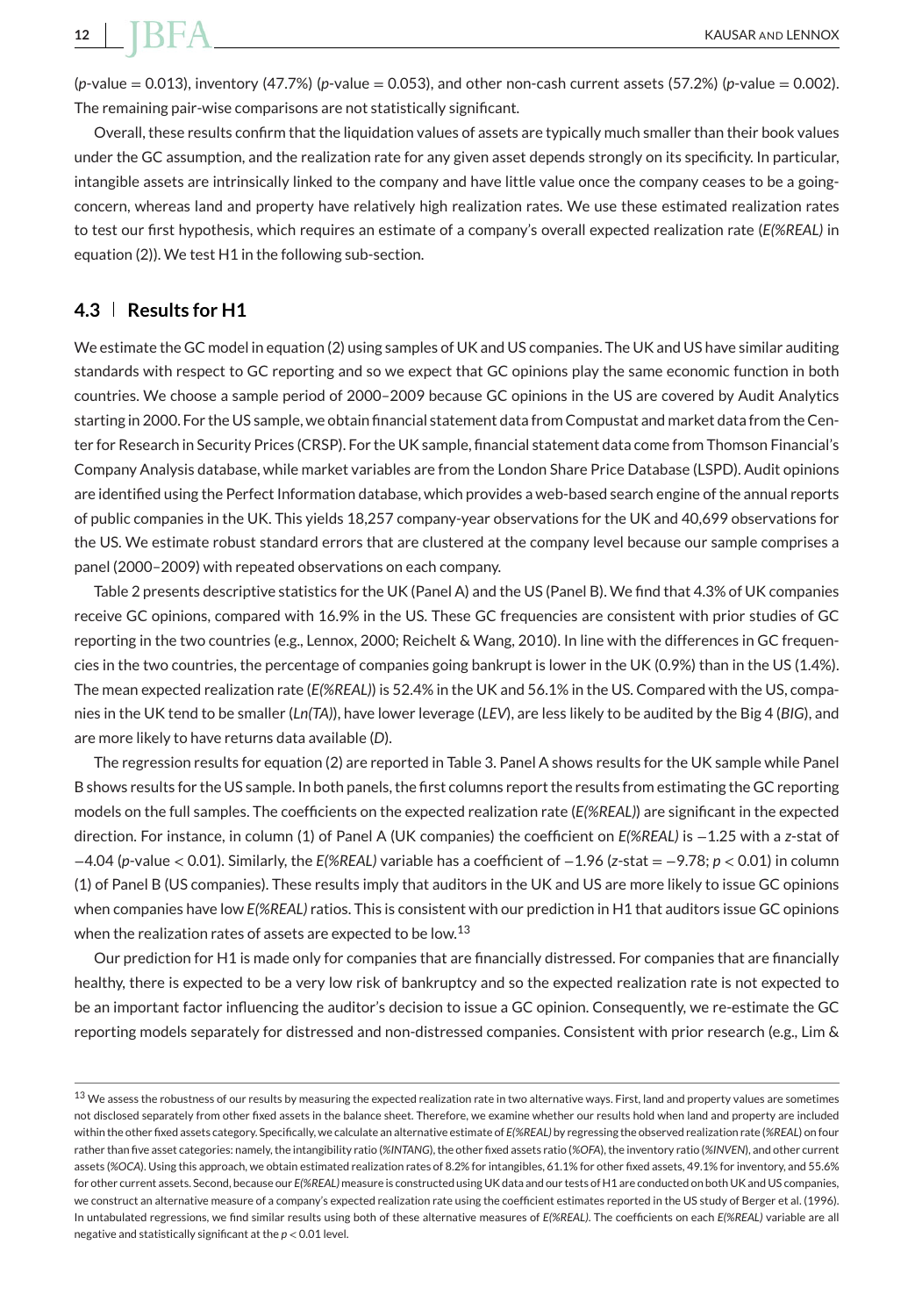(*p*-value = 0.013), inventory (47.7%) (*p*-value = 0.053), and other non-cash current assets (57.2%) (*p*-value = 0.002). The remaining pair-wise comparisons are not statistically significant.

Overall, these results confirm that the liquidation values of assets are typically much smaller than their book values under the GC assumption, and the realization rate for any given asset depends strongly on its specificity. In particular, intangible assets are intrinsically linked to the company and have little value once the company ceases to be a going-concern, whereas land and property have relatively high realization rates. We use these estimated realization rates to test our first hypothesis, which requires an estimate of a company's overall expected realization rate (*E(%REAL)* in equation (2)). We test H1 in the following sub-section.

## 4.3 | Results for H1

We estimate the GC model in equation (2) using samples of UK and US companies. The UK and US have similar auditing standards with respect to GC reporting and so we expect that GC opinions play the same economic function in both countries. We choose a sample period of 2000–2009 because GC opinions in the US are covered by Audit Analytics starting in 2000. For the US sample, we obtain financial statement data from Compustat and market data from the Center for Research in Security Prices (CRSP). For the UK sample, financial statement data come from Thomson Financial's Company Analysis database, while market variables are from the London Share Price Database (LSPD). Audit opinions are identified using the Perfect Information database, which provides a web-based search engine of the annual reports of public companies in the UK. This yields 18,257 company-year observations for the UK and 40,699 observations for the US. We estimate robust standard errors that are clustered at the company level because our sample comprises a panel (2000–2009) with repeated observations on each company.

Table 2 presents descriptive statistics for the UK (Panel A) and the US (Panel B). We find that 4.3% of UK companies receive GC opinions, compared with 16.9% in the US. These GC frequencies are consistent with prior studies of GC reporting in the two countries (e.g., Lennox, 2000; Reichelt & Wang, 2010). In line with the differences in GC frequencies in the two countries, the percentage of companies going bankrupt is lower in the UK (0.9%) than in the US (1.4%). The mean expected realization rate (*E(%REAL)*) is 52.4% in the UK and 56.1% in the US. Compared with the US, companies in the UK tend to be smaller (*Ln(TA)*), have lower leverage (*LEV*), are less likely to be audited by the Big 4 (*BIG*), and are more likely to have returns data available (*D*).

The regression results for equation (2) are reported in Table 3. Panel A shows results for the UK sample while Panel B shows results for the US sample. In both panels, the first columns report the results from estimating the GC reporting models on the full samples. The coefficients on the expected realization rate (*E(%REAL)*) are significant in the expected direction. For instance, in column (1) of Panel A (UK companies) the coefficient on *E(%REAL)* is −1.25 with a *z*-stat of −4.04 (*p*-value < 0.01). Similarly, the *E(%REAL)* variable has a coefficient of −1.96 (*z*-stat = −9.78; *p* < 0.01) in column (1) of Panel B (US companies). These results imply that auditors in the UK and US are more likely to issue GC opinions when companies have low *E(%REAL)* ratios. This is consistent with our prediction in H1 that auditors issue GC opinions when the realization rates of assets are expected to be low.[13]

Our prediction for H1 is made only for companies that are financially distressed. For companies that are financially healthy, there is expected to be a very low risk of bankruptcy and so the expected realization rate is not expected to be an important factor influencing the auditor's decision to issue a GC opinion. Consequently, we re-estimate the GC reporting models separately for distressed and non-distressed companies. Consistent with prior research (e.g., Lim &

---

[13] We assess the robustness of our results by measuring the expected realization rate in two alternative ways. First, land and property values are sometimes not disclosed separately from other fixed assets in the balance sheet. Therefore, we examine whether our results hold when land and property are included within the other fixed assets category. Specifically, we calculate an alternative estimate of *E(%REAL)* by regressing the observed realization rate (*%REAL*) on four rather than five asset categories: namely, the intangibility ratio (*%INTANG*), the other fixed assets ratio (*%OFA*), the inventory ratio (*%INVEN*), and other current assets (*%OCA*). Using this approach, we obtain estimated realization rates of 8.2% for intangibles, 61.1% for other fixed assets, 49.1% for inventory, and 55.6% for other current assets. Second, because our *E(%REAL)* measure is constructed using UK data and our tests of H1 are conducted on both UK and US companies, we construct an alternative measure of a company's expected realization rate using the coefficient estimates reported in the US study of Berger et al. (1996). In untabulated regressions, we find similar results using both of these alternative measures of *E(%REAL)*. The coefficients on each *E(%REAL)* variable are all negative and statistically significant at the *p* < 0.01 level.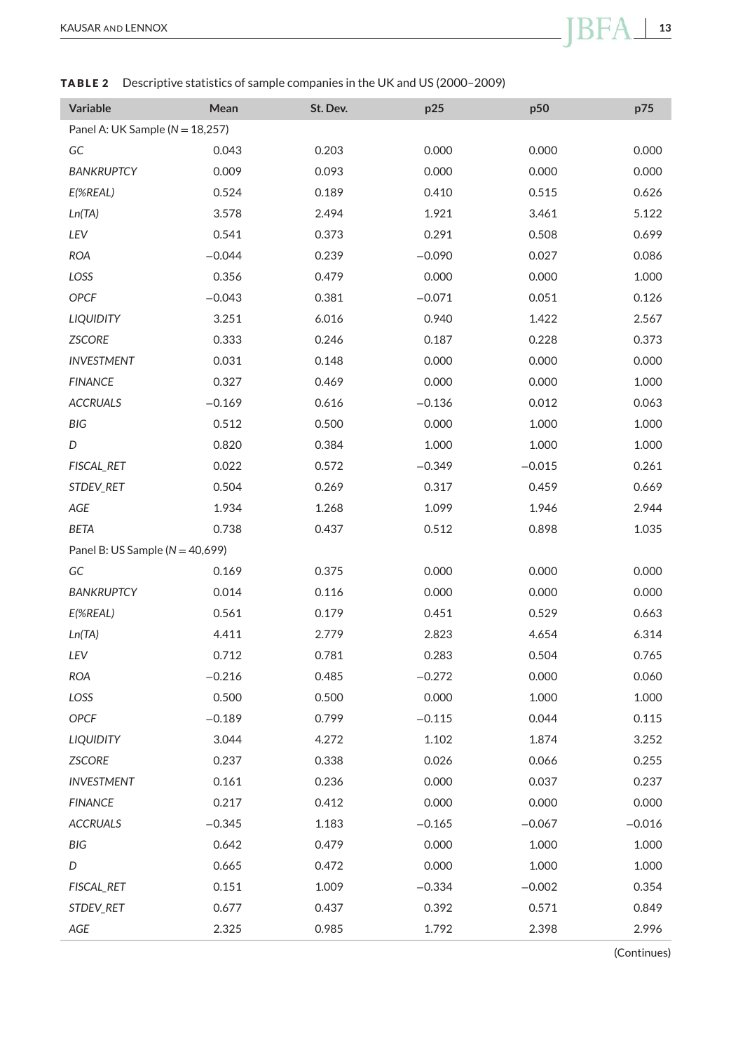**TABLE 2** Descriptive statistics of sample companies in the UK and US (2000–2009)

| Variable | Mean | St. Dev. | p25 | p50 | p75 |
|---|---|---|---|---|---|
| Panel A: UK Sample (N = 18,257) | | | | | |
| *GC* | 0.043 | 0.203 | 0.000 | 0.000 | 0.000 |
| *BANKRUPTCY* | 0.009 | 0.093 | 0.000 | 0.000 | 0.000 |
| *E(%REAL)* | 0.524 | 0.189 | 0.410 | 0.515 | 0.626 |
| *Ln(TA)* | 3.578 | 2.494 | 1.921 | 3.461 | 5.122 |
| *LEV* | 0.541 | 0.373 | 0.291 | 0.508 | 0.699 |
| *ROA* | −0.044 | 0.239 | −0.090 | 0.027 | 0.086 |
| *LOSS* | 0.356 | 0.479 | 0.000 | 0.000 | 1.000 |
| *OPCF* | −0.043 | 0.381 | −0.071 | 0.051 | 0.126 |
| *LIQUIDITY* | 3.251 | 6.016 | 0.940 | 1.422 | 2.567 |
| *ZSCORE* | 0.333 | 0.246 | 0.187 | 0.228 | 0.373 |
| *INVESTMENT* | 0.031 | 0.148 | 0.000 | 0.000 | 0.000 |
| *FINANCE* | 0.327 | 0.469 | 0.000 | 0.000 | 1.000 |
| *ACCRUALS* | −0.169 | 0.616 | −0.136 | 0.012 | 0.063 |
| *BIG* | 0.512 | 0.500 | 0.000 | 1.000 | 1.000 |
| *D* | 0.820 | 0.384 | 1.000 | 1.000 | 1.000 |
| *FISCAL_RET* | 0.022 | 0.572 | −0.349 | −0.015 | 0.261 |
| *STDEV_RET* | 0.504 | 0.269 | 0.317 | 0.459 | 0.669 |
| *AGE* | 1.934 | 1.268 | 1.099 | 1.946 | 2.944 |
| *BETA* | 0.738 | 0.437 | 0.512 | 0.898 | 1.035 |
| Panel B: US Sample (N = 40,699) | | | | | |
| *GC* | 0.169 | 0.375 | 0.000 | 0.000 | 0.000 |
| *BANKRUPTCY* | 0.014 | 0.116 | 0.000 | 0.000 | 0.000 |
| *E(%REAL)* | 0.561 | 0.179 | 0.451 | 0.529 | 0.663 |
| *Ln(TA)* | 4.411 | 2.779 | 2.823 | 4.654 | 6.314 |
| *LEV* | 0.712 | 0.781 | 0.283 | 0.504 | 0.765 |
| *ROA* | −0.216 | 0.485 | −0.272 | 0.000 | 0.060 |
| *LOSS* | 0.500 | 0.500 | 0.000 | 1.000 | 1.000 |
| *OPCF* | −0.189 | 0.799 | −0.115 | 0.044 | 0.115 |
| *LIQUIDITY* | 3.044 | 4.272 | 1.102 | 1.874 | 3.252 |
| *ZSCORE* | 0.237 | 0.338 | 0.026 | 0.066 | 0.255 |
| *INVESTMENT* | 0.161 | 0.236 | 0.000 | 0.037 | 0.237 |
| *FINANCE* | 0.217 | 0.412 | 0.000 | 0.000 | 0.000 |
| *ACCRUALS* | −0.345 | 1.183 | −0.165 | −0.067 | −0.016 |
| *BIG* | 0.642 | 0.479 | 0.000 | 1.000 | 1.000 |
| *D* | 0.665 | 0.472 | 0.000 | 1.000 | 1.000 |
| *FISCAL_RET* | 0.151 | 1.009 | −0.334 | −0.002 | 0.354 |
| *STDEV_RET* | 0.677 | 0.437 | 0.392 | 0.571 | 0.849 |
| *AGE* | 2.325 | 0.985 | 1.792 | 2.398 | 2.996 |

(Continues)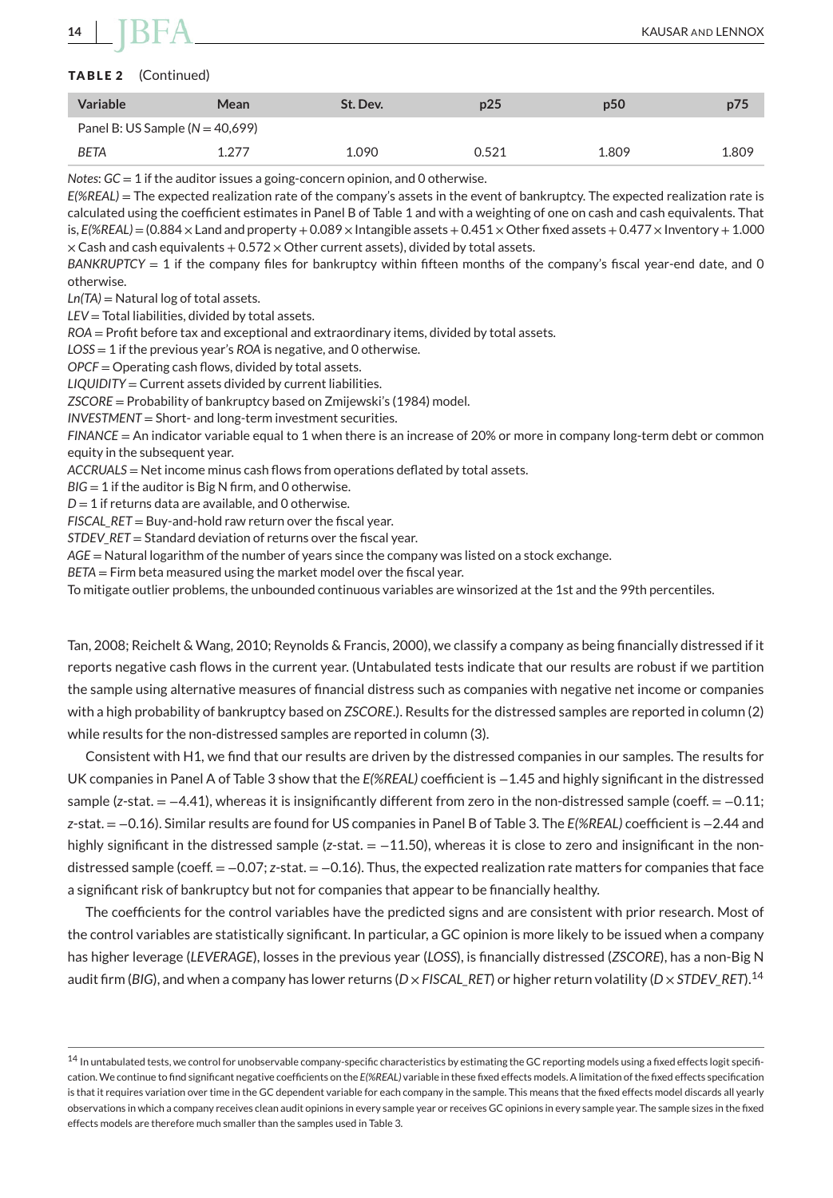**TABLE 2** (Continued)

| Variable | Mean | St. Dev. | p25 | p50 | p75 |
|---|---|---|---|---|---|
| Panel B: US Sample ($N = 40{,}699$) | | | | | |
| *BETA* | 1.277 | 1.090 | 0.521 | 1.809 | 1.809 |

*Notes*: *GC* = 1 if the auditor issues a going-concern opinion, and 0 otherwise.

*E(%REAL)* = The expected realization rate of the company's assets in the event of bankruptcy. The expected realization rate is calculated using the coefficient estimates in Panel B of Table 1 and with a weighting of one on cash and cash equivalents. That is, *E(%REAL)* = (0.884 × Land and property + 0.089 × Intangible assets + 0.451 × Other fixed assets + 0.477 × Inventory + 1.000 × Cash and cash equivalents + 0.572 × Other current assets), divided by total assets.

*BANKRUPTCY* = 1 if the company files for bankruptcy within fifteen months of the company's fiscal year-end date, and 0 otherwise.

*Ln(TA)* = Natural log of total assets.

*LEV* = Total liabilities, divided by total assets.

*ROA* = Profit before tax and exceptional and extraordinary items, divided by total assets.

*LOSS* = 1 if the previous year's *ROA* is negative, and 0 otherwise.

*OPCF* = Operating cash flows, divided by total assets.

*LIQUIDITY* = Current assets divided by current liabilities.

*ZSCORE* = Probability of bankruptcy based on Zmijewski's (1984) model.

*INVESTMENT* = Short- and long-term investment securities.

*FINANCE* = An indicator variable equal to 1 when there is an increase of 20% or more in company long-term debt or common equity in the subsequent year.

*ACCRUALS* = Net income minus cash flows from operations deflated by total assets.

*BIG* = 1 if the auditor is Big N firm, and 0 otherwise.

*D* = 1 if returns data are available, and 0 otherwise.

*FISCAL_RET* = Buy-and-hold raw return over the fiscal year.

*STDEV_RET* = Standard deviation of returns over the fiscal year.

*AGE* = Natural logarithm of the number of years since the company was listed on a stock exchange.

*BETA* = Firm beta measured using the market model over the fiscal year.

To mitigate outlier problems, the unbounded continuous variables are winsorized at the 1st and the 99th percentiles.

Tan, 2008; Reichelt & Wang, 2010; Reynolds & Francis, 2000), we classify a company as being financially distressed if it reports negative cash flows in the current year. (Untabulated tests indicate that our results are robust if we partition the sample using alternative measures of financial distress such as companies with negative net income or companies with a high probability of bankruptcy based on *ZSCORE*.). Results for the distressed samples are reported in column (2) while results for the non-distressed samples are reported in column (3).

Consistent with H1, we find that our results are driven by the distressed companies in our samples. The results for UK companies in Panel A of Table 3 show that the *E(%REAL)* coefficient is −1.45 and highly significant in the distressed sample (*z*-stat. = −4.41), whereas it is insignificantly different from zero in the non-distressed sample (coeff. = −0.11; *z*-stat. = −0.16). Similar results are found for US companies in Panel B of Table 3. The *E(%REAL)* coefficient is −2.44 and highly significant in the distressed sample (*z*-stat. = −11.50), whereas it is close to zero and insignificant in the non-distressed sample (coeff. = −0.07; *z*-stat. = −0.16). Thus, the expected realization rate matters for companies that face a significant risk of bankruptcy but not for companies that appear to be financially healthy.

The coefficients for the control variables have the predicted signs and are consistent with prior research. Most of the control variables are statistically significant. In particular, a GC opinion is more likely to be issued when a company has higher leverage (*LEVERAGE*), losses in the previous year (*LOSS*), is financially distressed (*ZSCORE*), has a non-Big N audit firm (*BIG*), and when a company has lower returns (*D* × *FISCAL_RET*) or higher return volatility (*D* × *STDEV_RET*).[14]

[14] In untabulated tests, we control for unobservable company-specific characteristics by estimating the GC reporting models using a fixed effects logit specification. We continue to find significant negative coefficients on the *E(%REAL)* variable in these fixed effects models. A limitation of the fixed effects specification is that it requires variation over time in the GC dependent variable for each company in the sample. This means that the fixed effects model discards all yearly observations in which a company receives clean audit opinions in every sample year or receives GC opinions in every sample year. The sample sizes in the fixed effects models are therefore much smaller than the samples used in Table 3.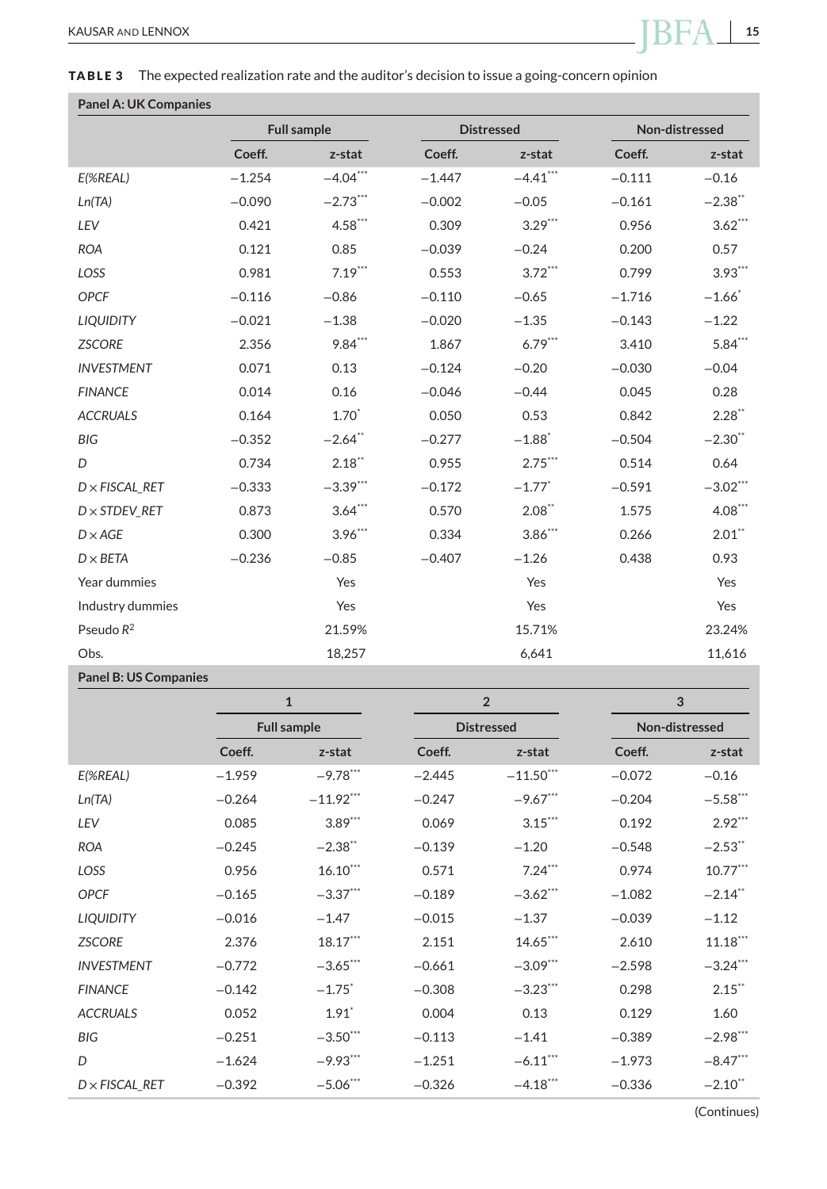**TABLE 3** The expected realization rate and the auditor's decision to issue a going-concern opinion

**Panel A: UK Companies**

| | Full sample | | Distressed | | Non-distressed | |
|---|---|---|---|---|---|---|
| | Coeff. | z-stat | Coeff. | z-stat | Coeff. | z-stat |
| *E(%REAL)* | −1.254 | −4.04*** | −1.447 | −4.41*** | −0.111 | −0.16 |
| *Ln(TA)* | −0.090 | −2.73*** | −0.002 | −0.05 | −0.161 | −2.38** |
| *LEV* | 0.421 | 4.58*** | 0.309 | 3.29*** | 0.956 | 3.62*** |
| *ROA* | 0.121 | 0.85 | −0.039 | −0.24 | 0.200 | 0.57 |
| *LOSS* | 0.981 | 7.19*** | 0.553 | 3.72*** | 0.799 | 3.93*** |
| *OPCF* | −0.116 | −0.86 | −0.110 | −0.65 | −1.716 | −1.66* |
| *LIQUIDITY* | −0.021 | −1.38 | −0.020 | −1.35 | −0.143 | −1.22 |
| *ZSCORE* | 2.356 | 9.84*** | 1.867 | 6.79*** | 3.410 | 5.84*** |
| *INVESTMENT* | 0.071 | 0.13 | −0.124 | −0.20 | −0.030 | −0.04 |
| *FINANCE* | 0.014 | 0.16 | −0.046 | −0.44 | 0.045 | 0.28 |
| *ACCRUALS* | 0.164 | 1.70* | 0.050 | 0.53 | 0.842 | 2.28** |
| *BIG* | −0.352 | −2.64** | −0.277 | −1.88* | −0.504 | −2.30** |
| *D* | 0.734 | 2.18** | 0.955 | 2.75*** | 0.514 | 0.64 |
| *D × FISCAL_RET* | −0.333 | −3.39*** | −0.172 | −1.77* | −0.591 | −3.02*** |
| *D × STDEV_RET* | 0.873 | 3.64*** | 0.570 | 2.08** | 1.575 | 4.08*** |
| *D × AGE* | 0.300 | 3.96*** | 0.334 | 3.86*** | 0.266 | 2.01** |
| *D × BETA* | −0.236 | −0.85 | −0.407 | −1.26 | 0.438 | 0.93 |
| Year dummies | | Yes | | Yes | | Yes |
| Industry dummies | | Yes | | Yes | | Yes |
| Pseudo $R^2$ | | 21.59% | | 15.71% | | 23.24% |
| Obs. | | 18,257 | | 6,641 | | 11,616 |

**Panel B: US Companies**

| | 1 | | 2 | | 3 | |
|---|---|---|---|---|---|---|
| | Full sample | | Distressed | | Non-distressed | |
| | Coeff. | z-stat | Coeff. | z-stat | Coeff. | z-stat |
| *E(%REAL)* | −1.959 | −9.78*** | −2.445 | −11.50*** | −0.072 | −0.16 |
| *Ln(TA)* | −0.264 | −11.92*** | −0.247 | −9.67*** | −0.204 | −5.58*** |
| *LEV* | 0.085 | 3.89*** | 0.069 | 3.15*** | 0.192 | 2.92*** |
| *ROA* | −0.245 | −2.38** | −0.139 | −1.20 | −0.548 | −2.53** |
| *LOSS* | 0.956 | 16.10*** | 0.571 | 7.24*** | 0.974 | 10.77*** |
| *OPCF* | −0.165 | −3.37*** | −0.189 | −3.62*** | −1.082 | −2.14** |
| *LIQUIDITY* | −0.016 | −1.47 | −0.015 | −1.37 | −0.039 | −1.12 |
| *ZSCORE* | 2.376 | 18.17*** | 2.151 | 14.65*** | 2.610 | 11.18*** |
| *INVESTMENT* | −0.772 | −3.65*** | −0.661 | −3.09*** | −2.598 | −3.24*** |
| *FINANCE* | −0.142 | −1.75* | −0.308 | −3.23*** | 0.298 | 2.15** |
| *ACCRUALS* | 0.052 | 1.91* | 0.004 | 0.13 | 0.129 | 1.60 |
| *BIG* | −0.251 | −3.50*** | −0.113 | −1.41 | −0.389 | −2.98*** |
| *D* | −1.624 | −9.93*** | −1.251 | −6.11*** | −1.973 | −8.47*** |
| *D × FISCAL_RET* | −0.392 | −5.06*** | −0.326 | −4.18*** | −0.336 | −2.10** |

(Continues)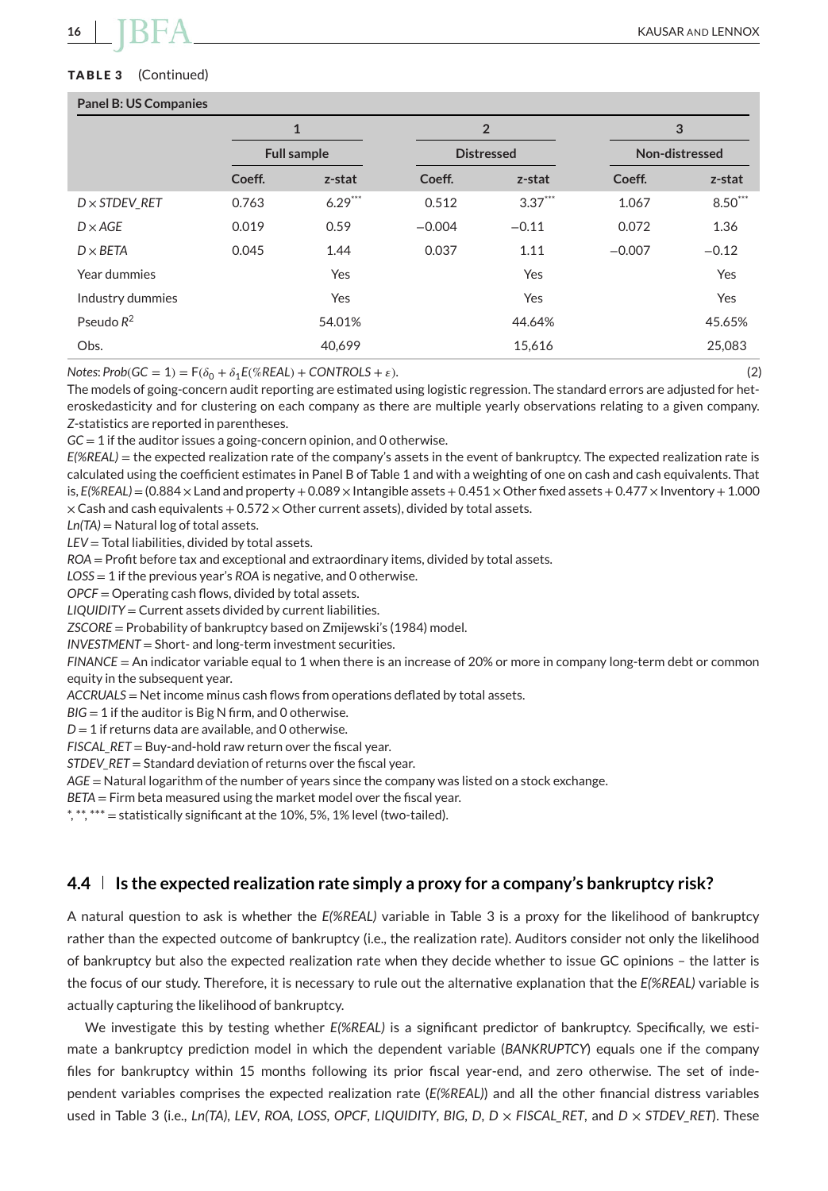**TABLE 3** (Continued)

**Panel B: US Companies**

| | 1 | | 2 | | 3 | |
|---|---|---|---|---|---|---|
| | Full sample | | Distressed | | Non-distressed | |
| | Coeff. | z-stat | Coeff. | z-stat | Coeff. | z-stat |
| *D* × *STDEV_RET* | 0.763 | 6.29*** | 0.512 | 3.37*** | 1.067 | 8.50*** |
| *D* × *AGE* | 0.019 | 0.59 | −0.004 | −0.11 | 0.072 | 1.36 |
| *D* × *BETA* | 0.045 | 1.44 | 0.037 | 1.11 | −0.007 | −0.12 |
| Year dummies | | Yes | | Yes | | Yes |
| Industry dummies | | Yes | | Yes | | Yes |
| Pseudo $R^2$ | | 54.01% | | 44.64% | | 45.65% |
| Obs. | | 40,699 | | 15,616 | | 25,083 |

*Notes*: $Prob(GC = 1) = F(\delta_0 + \delta_1 E(\%REAL) + CONTROLS + \varepsilon)$. (2)

The models of going-concern audit reporting are estimated using logistic regression. The standard errors are adjusted for heteroskedasticity and for clustering on each company as there are multiple yearly observations relating to a given company. Z-statistics are reported in parentheses.

*GC* = 1 if the auditor issues a going-concern opinion, and 0 otherwise.

*E(%REAL)* = the expected realization rate of the company's assets in the event of bankruptcy. The expected realization rate is calculated using the coefficient estimates in Panel B of Table 1 and with a weighting of one on cash and cash equivalents. That is, *E(%REAL)* = (0.884 × Land and property + 0.089 × Intangible assets + 0.451 × Other fixed assets + 0.477 × Inventory + 1.000 × Cash and cash equivalents + 0.572 × Other current assets), divided by total assets.

*Ln(TA)* = Natural log of total assets.

*LEV* = Total liabilities, divided by total assets.

*ROA* = Profit before tax and exceptional and extraordinary items, divided by total assets.

*LOSS* = 1 if the previous year's *ROA* is negative, and 0 otherwise.

*OPCF* = Operating cash flows, divided by total assets.

*LIQUIDITY* = Current assets divided by current liabilities.

*ZSCORE* = Probability of bankruptcy based on Zmijewski's (1984) model.

*INVESTMENT* = Short- and long-term investment securities.

*FINANCE* = An indicator variable equal to 1 when there is an increase of 20% or more in company long-term debt or common equity in the subsequent year.

*ACCRUALS* = Net income minus cash flows from operations deflated by total assets.

*BIG* = 1 if the auditor is Big N firm, and 0 otherwise.

*D* = 1 if returns data are available, and 0 otherwise.

*FISCAL_RET* = Buy-and-hold raw return over the fiscal year.

*STDEV_RET* = Standard deviation of returns over the fiscal year.

*AGE* = Natural logarithm of the number of years since the company was listed on a stock exchange.

*BETA* = Firm beta measured using the market model over the fiscal year.

*, **, *** = statistically significant at the 10%, 5%, 1% level (two-tailed).

### 4.4 | Is the expected realization rate simply a proxy for a company's bankruptcy risk?

A natural question to ask is whether the *E(%REAL)* variable in Table 3 is a proxy for the likelihood of bankruptcy rather than the expected outcome of bankruptcy (i.e., the realization rate). Auditors consider not only the likelihood of bankruptcy but also the expected realization rate when they decide whether to issue GC opinions – the latter is the focus of our study. Therefore, it is necessary to rule out the alternative explanation that the *E(%REAL)* variable is actually capturing the likelihood of bankruptcy.

We investigate this by testing whether *E(%REAL)* is a significant predictor of bankruptcy. Specifically, we estimate a bankruptcy prediction model in which the dependent variable (*BANKRUPTCY*) equals one if the company files for bankruptcy within 15 months following its prior fiscal year-end, and zero otherwise. The set of independent variables comprises the expected realization rate (*E(%REAL)*) and all the other financial distress variables used in Table 3 (i.e., *Ln(TA)*, *LEV*, *ROA*, *LOSS*, *OPCF*, *LIQUIDITY*, *BIG*, *D*, *D* × *FISCAL_RET*, and *D* × *STDEV_RET*). These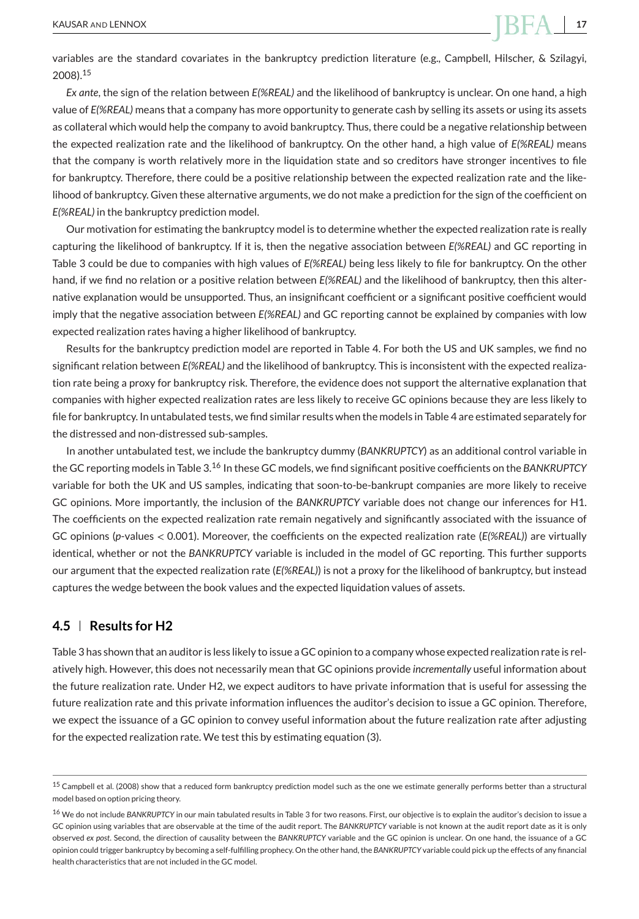variables are the standard covariates in the bankruptcy prediction literature (e.g., Campbell, Hilscher, & Szilagyi, 2008).[15]

*Ex ante*, the sign of the relation between *E(%REAL)* and the likelihood of bankruptcy is unclear. On one hand, a high value of *E(%REAL)* means that a company has more opportunity to generate cash by selling its assets or using its assets as collateral which would help the company to avoid bankruptcy. Thus, there could be a negative relationship between the expected realization rate and the likelihood of bankruptcy. On the other hand, a high value of *E(%REAL)* means that the company is worth relatively more in the liquidation state and so creditors have stronger incentives to file for bankruptcy. Therefore, there could be a positive relationship between the expected realization rate and the likelihood of bankruptcy. Given these alternative arguments, we do not make a prediction for the sign of the coefficient on *E(%REAL)* in the bankruptcy prediction model.

Our motivation for estimating the bankruptcy model is to determine whether the expected realization rate is really capturing the likelihood of bankruptcy. If it is, then the negative association between *E(%REAL)* and GC reporting in Table 3 could be due to companies with high values of *E(%REAL)* being less likely to file for bankruptcy. On the other hand, if we find no relation or a positive relation between *E(%REAL)* and the likelihood of bankruptcy, then this alternative explanation would be unsupported. Thus, an insignificant coefficient or a significant positive coefficient would imply that the negative association between *E(%REAL)* and GC reporting cannot be explained by companies with low expected realization rates having a higher likelihood of bankruptcy.

Results for the bankruptcy prediction model are reported in Table 4. For both the US and UK samples, we find no significant relation between *E(%REAL)* and the likelihood of bankruptcy. This is inconsistent with the expected realization rate being a proxy for bankruptcy risk. Therefore, the evidence does not support the alternative explanation that companies with higher expected realization rates are less likely to receive GC opinions because they are less likely to file for bankruptcy. In untabulated tests, we find similar results when the models in Table 4 are estimated separately for the distressed and non-distressed sub-samples.

In another untabulated test, we include the bankruptcy dummy (*BANKRUPTCY*) as an additional control variable in the GC reporting models in Table 3.[16] In these GC models, we find significant positive coefficients on the *BANKRUPTCY* variable for both the UK and US samples, indicating that soon-to-be-bankrupt companies are more likely to receive GC opinions. More importantly, the inclusion of the *BANKRUPTCY* variable does not change our inferences for H1. The coefficients on the expected realization rate remain negatively and significantly associated with the issuance of GC opinions (*p*-values $< 0.001$). Moreover, the coefficients on the expected realization rate (*E(%REAL)*) are virtually identical, whether or not the *BANKRUPTCY* variable is included in the model of GC reporting. This further supports our argument that the expected realization rate (*E(%REAL)*) is not a proxy for the likelihood of bankruptcy, but instead captures the wedge between the book values and the expected liquidation values of assets.

## 4.5 | Results for H2

Table 3 has shown that an auditor is less likely to issue a GC opinion to a company whose expected realization rate is relatively high. However, this does not necessarily mean that GC opinions provide *incrementally* useful information about the future realization rate. Under H2, we expect auditors to have private information that is useful for assessing the future realization rate and this private information influences the auditor's decision to issue a GC opinion. Therefore, we expect the issuance of a GC opinion to convey useful information about the future realization rate after adjusting for the expected realization rate. We test this by estimating equation (3).

---

[15] Campbell et al. (2008) show that a reduced form bankruptcy prediction model such as the one we estimate generally performs better than a structural model based on option pricing theory.

[16] We do not include *BANKRUPTCY* in our main tabulated results in Table 3 for two reasons. First, our objective is to explain the auditor's decision to issue a GC opinion using variables that are observable at the time of the audit report. The *BANKRUPTCY* variable is not known at the audit report date as it is only observed *ex post*. Second, the direction of causality between the *BANKRUPTCY* variable and the GC opinion is unclear. On one hand, the issuance of a GC opinion could trigger bankruptcy by becoming a self-fulfilling prophecy. On the other hand, the *BANKRUPTCY* variable could pick up the effects of any financial health characteristics that are not included in the GC model.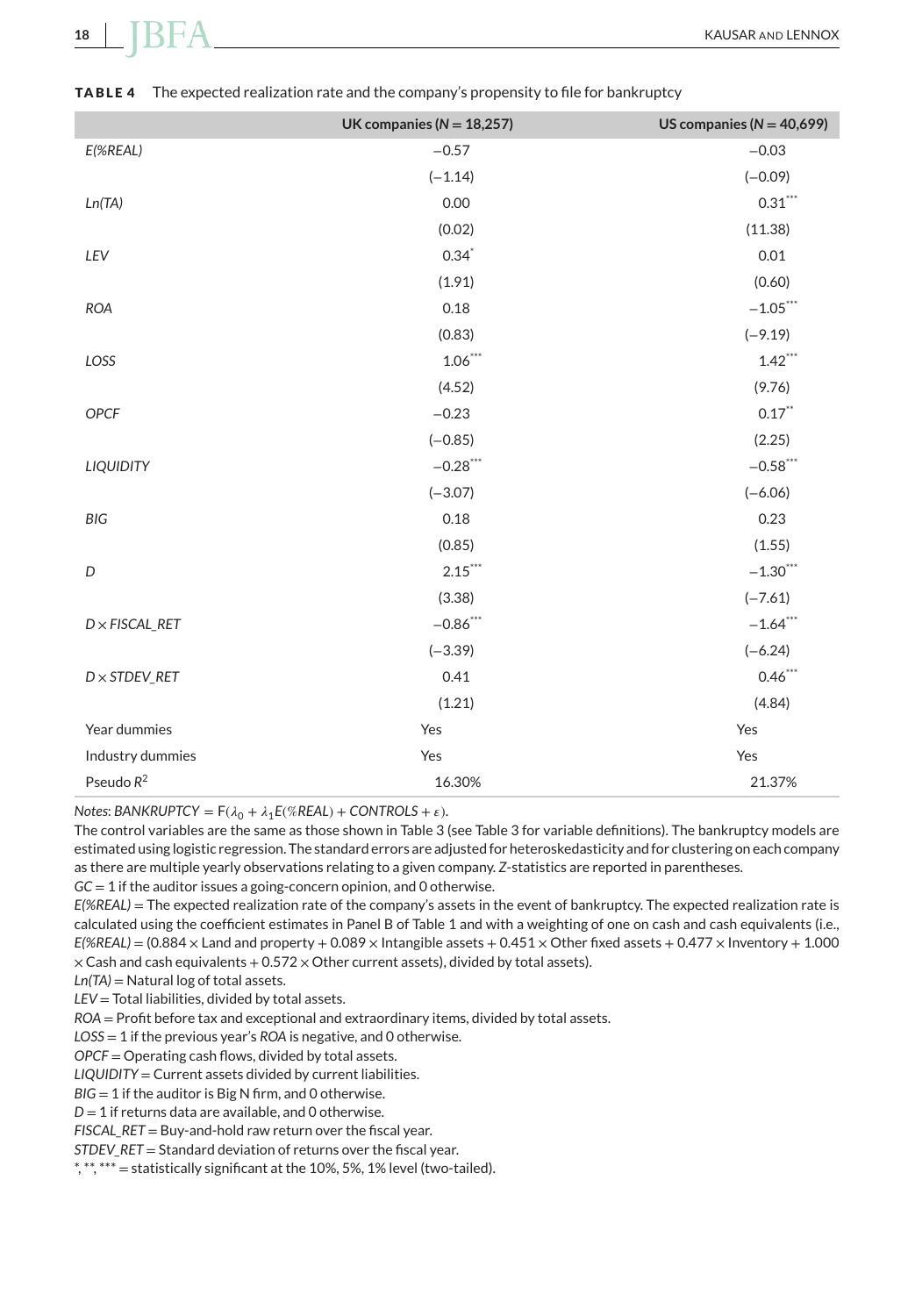**TABLE 4** The expected realization rate and the company's propensity to file for bankruptcy

| | UK companies (N = 18,257) | US companies (N = 40,699) |
|---|---|---|
| *E(%REAL)* | −0.57 | −0.03 |
| | (−1.14) | (−0.09) |
| *Ln(TA)* | 0.00 | 0.31*** |
| | (0.02) | (11.38) |
| *LEV* | 0.34* | 0.01 |
| | (1.91) | (0.60) |
| *ROA* | 0.18 | −1.05*** |
| | (0.83) | (−9.19) |
| *LOSS* | 1.06*** | 1.42*** |
| | (4.52) | (9.76) |
| *OPCF* | −0.23 | 0.17** |
| | (−0.85) | (2.25) |
| *LIQUIDITY* | −0.28*** | −0.58*** |
| | (−3.07) | (−6.06) |
| *BIG* | 0.18 | 0.23 |
| | (0.85) | (1.55) |
| *D* | 2.15*** | −1.30*** |
| | (3.38) | (−7.61) |
| *D × FISCAL_RET* | −0.86*** | −1.64*** |
| | (−3.39) | (−6.24) |
| *D × STDEV_RET* | 0.41 | 0.46*** |
| | (1.21) | (4.84) |
| Year dummies | Yes | Yes |
| Industry dummies | Yes | Yes |
| Pseudo $R^2$ | 16.30% | 21.37% |

*Notes*: $BANKRUPTCY = F(\lambda_0 + \lambda_1 E(\%REAL) + CONTROLS + \varepsilon)$.

The control variables are the same as those shown in Table 3 (see Table 3 for variable definitions). The bankruptcy models are estimated using logistic regression. The standard errors are adjusted for heteroskedasticity and for clustering on each company as there are multiple yearly observations relating to a given company. Z-statistics are reported in parentheses.

*GC* = 1 if the auditor issues a going-concern opinion, and 0 otherwise.

*E(%REAL)* = The expected realization rate of the company's assets in the event of bankruptcy. The expected realization rate is calculated using the coefficient estimates in Panel B of Table 1 and with a weighting of one on cash and cash equivalents (i.e., *E(%REAL)* = (0.884 × Land and property + 0.089 × Intangible assets + 0.451 × Other fixed assets + 0.477 × Inventory + 1.000 × Cash and cash equivalents + 0.572 × Other current assets), divided by total assets).

*Ln(TA)* = Natural log of total assets.

*LEV* = Total liabilities, divided by total assets.

*ROA* = Profit before tax and exceptional and extraordinary items, divided by total assets.

*LOSS* = 1 if the previous year's *ROA* is negative, and 0 otherwise.

*OPCF* = Operating cash flows, divided by total assets.

*LIQUIDITY* = Current assets divided by current liabilities.

*BIG* = 1 if the auditor is Big N firm, and 0 otherwise.

*D* = 1 if returns data are available, and 0 otherwise.

*FISCAL_RET* = Buy-and-hold raw return over the fiscal year.

*STDEV_RET* = Standard deviation of returns over the fiscal year.

\*, \*\*, \*\*\* = statistically significant at the 10%, 5%, 1% level (two-tailed).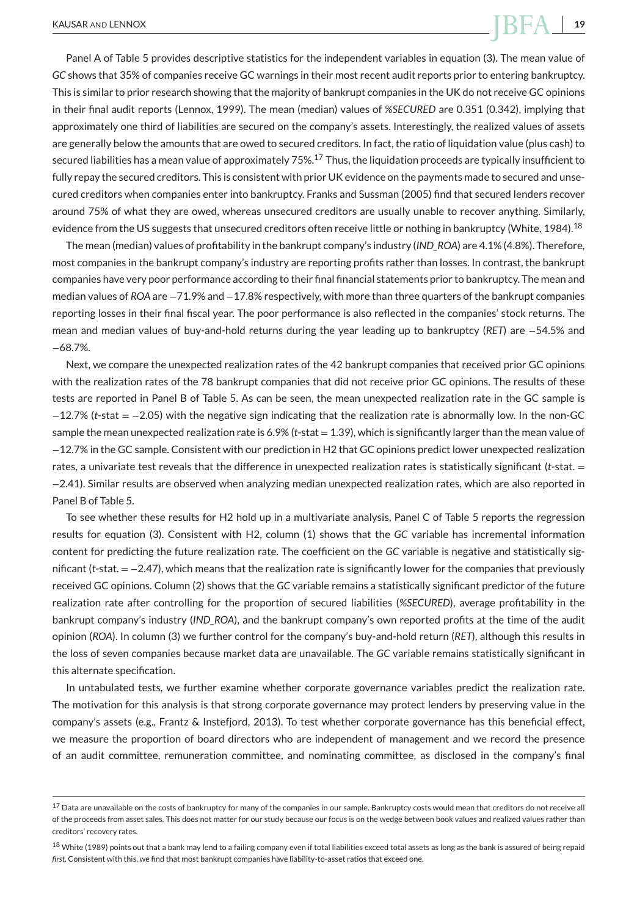Panel A of Table 5 provides descriptive statistics for the independent variables in equation (3). The mean value of *GC* shows that 35% of companies receive GC warnings in their most recent audit reports prior to entering bankruptcy. This is similar to prior research showing that the majority of bankrupt companies in the UK do not receive GC opinions in their final audit reports (Lennox, 1999). The mean (median) values of *%SECURED* are 0.351 (0.342), implying that approximately one third of liabilities are secured on the company's assets. Interestingly, the realized values of assets are generally below the amounts that are owed to secured creditors. In fact, the ratio of liquidation value (plus cash) to secured liabilities has a mean value of approximately 75%.[17] Thus, the liquidation proceeds are typically insufficient to fully repay the secured creditors. This is consistent with prior UK evidence on the payments made to secured and unsecured creditors when companies enter into bankruptcy. Franks and Sussman (2005) find that secured lenders recover around 75% of what they are owed, whereas unsecured creditors are usually unable to recover anything. Similarly, evidence from the US suggests that unsecured creditors often receive little or nothing in bankruptcy (White, 1984).[18]

The mean (median) values of profitability in the bankrupt company's industry (*IND_ROA*) are 4.1% (4.8%). Therefore, most companies in the bankrupt company's industry are reporting profits rather than losses. In contrast, the bankrupt companies have very poor performance according to their final financial statements prior to bankruptcy. The mean and median values of *ROA* are −71.9% and −17.8% respectively, with more than three quarters of the bankrupt companies reporting losses in their final fiscal year. The poor performance is also reflected in the companies' stock returns. The mean and median values of buy-and-hold returns during the year leading up to bankruptcy (*RET*) are −54.5% and −68.7%.

Next, we compare the unexpected realization rates of the 42 bankrupt companies that received prior GC opinions with the realization rates of the 78 bankrupt companies that did not receive prior GC opinions. The results of these tests are reported in Panel B of Table 5. As can be seen, the mean unexpected realization rate in the GC sample is −12.7% (*t*-stat = −2.05) with the negative sign indicating that the realization rate is abnormally low. In the non-GC sample the mean unexpected realization rate is 6.9% (*t*-stat = 1.39), which is significantly larger than the mean value of −12.7% in the GC sample. Consistent with our prediction in H2 that GC opinions predict lower unexpected realization rates, a univariate test reveals that the difference in unexpected realization rates is statistically significant (*t*-stat. = −2.41). Similar results are observed when analyzing median unexpected realization rates, which are also reported in Panel B of Table 5.

To see whether these results for H2 hold up in a multivariate analysis, Panel C of Table 5 reports the regression results for equation (3). Consistent with H2, column (1) shows that the *GC* variable has incremental information content for predicting the future realization rate. The coefficient on the *GC* variable is negative and statistically significant (*t*-stat. = −2.47), which means that the realization rate is significantly lower for the companies that previously received GC opinions. Column (2) shows that the *GC* variable remains a statistically significant predictor of the future realization rate after controlling for the proportion of secured liabilities (*%SECURED*), average profitability in the bankrupt company's industry (*IND_ROA*), and the bankrupt company's own reported profits at the time of the audit opinion (*ROA*). In column (3) we further control for the company's buy-and-hold return (*RET*), although this results in the loss of seven companies because market data are unavailable. The *GC* variable remains statistically significant in this alternate specification.

In untabulated tests, we further examine whether corporate governance variables predict the realization rate. The motivation for this analysis is that strong corporate governance may protect lenders by preserving value in the company's assets (e.g., Frantz & Instefjord, 2013). To test whether corporate governance has this beneficial effect, we measure the proportion of board directors who are independent of management and we record the presence of an audit committee, remuneration committee, and nominating committee, as disclosed in the company's final

---

[17] Data are unavailable on the costs of bankruptcy for many of the companies in our sample. Bankruptcy costs would mean that creditors do not receive all of the proceeds from asset sales. This does not matter for our study because our focus is on the wedge between book values and realized values rather than creditors' recovery rates.

[18] White (1989) points out that a bank may lend to a failing company even if total liabilities exceed total assets as long as the bank is assured of being repaid *first*. Consistent with this, we find that most bankrupt companies have liability-to-asset ratios that exceed one.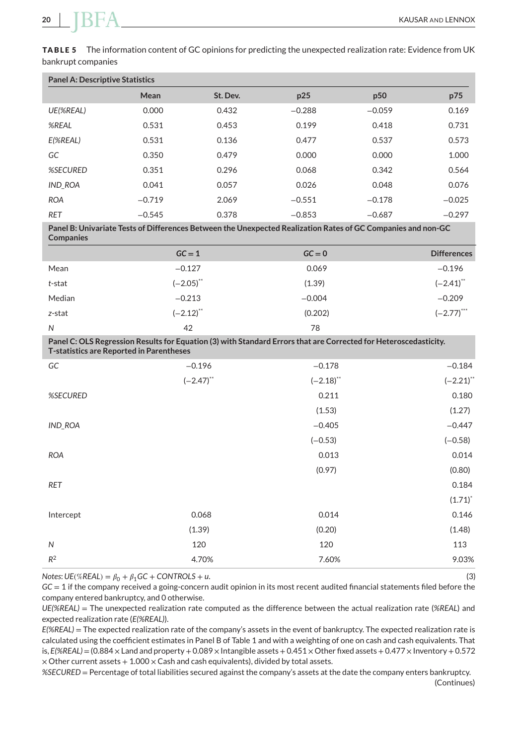**TABLE 5** The information content of GC opinions for predicting the unexpected realization rate: Evidence from UK bankrupt companies

| Panel A: Descriptive Statistics | | | | | |
|---|---|---|---|---|---|
| | Mean | St. Dev. | p25 | p50 | p75 |
| *UE(%REAL)* | 0.000 | 0.432 | −0.288 | −0.059 | 0.169 |
| *%REAL* | 0.531 | 0.453 | 0.199 | 0.418 | 0.731 |
| *E(%REAL)* | 0.531 | 0.136 | 0.477 | 0.537 | 0.573 |
| *GC* | 0.350 | 0.479 | 0.000 | 0.000 | 1.000 |
| *%SECURED* | 0.351 | 0.296 | 0.068 | 0.342 | 0.564 |
| *IND_ROA* | 0.041 | 0.057 | 0.026 | 0.048 | 0.076 |
| *ROA* | −0.719 | 2.069 | −0.551 | −0.178 | −0.025 |
| *RET* | −0.545 | 0.378 | −0.853 | −0.687 | −0.297 |

| Panel B: Univariate Tests of Differences Between the Unexpected Realization Rates of GC Companies and non-GC Companies | | | |
|---|---|---|---|
| | GC = 1 | GC = 0 | Differences |
| Mean | −0.127 | 0.069 | −0.196 |
| *t*-stat | (−2.05)** | (1.39) | (−2.41)** |
| Median | −0.213 | −0.004 | −0.209 |
| *z*-stat | (−2.12)** | (0.202) | (−2.77)*** |
| *N* | 42 | 78 | |

| Panel C: OLS Regression Results for Equation (3) with Standard Errors that are Corrected for Heteroscedasticity. T-statistics are Reported in Parentheses | | | |
|---|---|---|---|
| *GC* | −0.196 | −0.178 | −0.184 |
| | (−2.47)** | (−2.18)** | (−2.21)** |
| *%SECURED* | | 0.211 | 0.180 |
| | | (1.53) | (1.27) |
| *IND_ROA* | | −0.405 | −0.447 |
| | | (−0.53) | (−0.58) |
| *ROA* | | 0.013 | 0.014 |
| | | (0.97) | (0.80) |
| *RET* | | | 0.184 |
| | | | (1.71)* |
| Intercept | 0.068 | 0.014 | 0.146 |
| | (1.39) | (0.20) | (1.48) |
| *N* | 120 | 120 | 113 |
| $R^2$ | 4.70% | 7.60% | 9.03% |

*Notes*:
$$UE(\%REAL) = \beta_0 + \beta_1 GC + CONTROLS + u. \quad (3)$$

*GC* = 1 if the company received a going-concern audit opinion in its most recent audited financial statements filed before the company entered bankruptcy, and 0 otherwise.

*UE(%REAL)* = The unexpected realization rate computed as the difference between the actual realization rate (*%REAL*) and expected realization rate (*E(%REAL)*).

*E(%REAL)* = The expected realization rate of the company's assets in the event of bankruptcy. The expected realization rate is calculated using the coefficient estimates in Panel B of Table 1 and with a weighting of one on cash and cash equivalents. That is, *E(%REAL)* = (0.884 × Land and property + 0.089 × Intangible assets + 0.451 × Other fixed assets + 0.477 × Inventory + 0.572 × Other current assets + 1.000 × Cash and cash equivalents), divided by total assets.

*%SECURED* = Percentage of total liabilities secured against the company's assets at the date the company enters bankruptcy.

(Continues)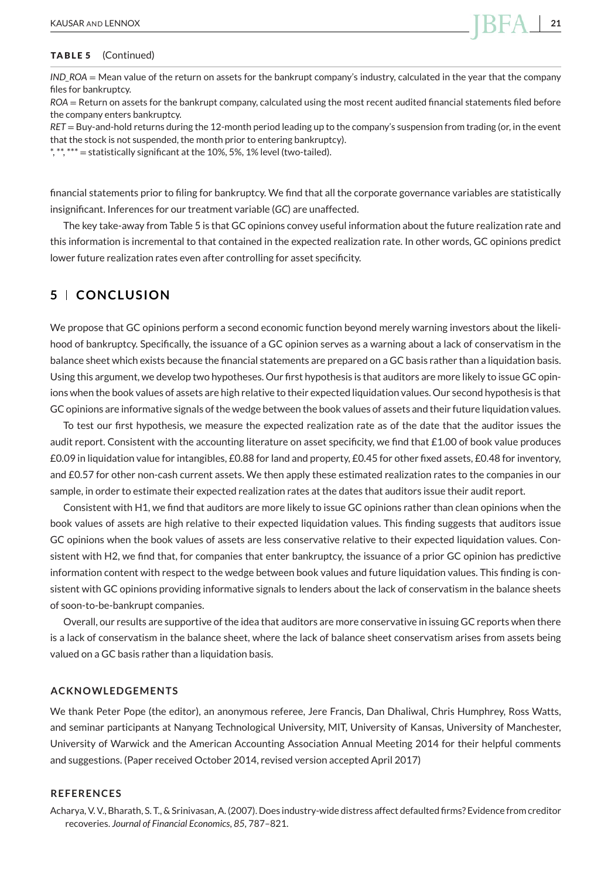**TABLE 5** (Continued)

*IND_ROA* = Mean value of the return on assets for the bankrupt company's industry, calculated in the year that the company files for bankruptcy.

*ROA* = Return on assets for the bankrupt company, calculated using the most recent audited financial statements filed before the company enters bankruptcy.

*RET* = Buy-and-hold returns during the 12-month period leading up to the company's suspension from trading (or, in the event that the stock is not suspended, the month prior to entering bankruptcy).

*, **, *** = statistically significant at the 10%, 5%, 1% level (two-tailed).

financial statements prior to filing for bankruptcy. We find that all the corporate governance variables are statistically insignificant. Inferences for our treatment variable (*GC*) are unaffected.

The key take-away from Table 5 is that GC opinions convey useful information about the future realization rate and this information is incremental to that contained in the expected realization rate. In other words, GC opinions predict lower future realization rates even after controlling for asset specificity.

## 5 | CONCLUSION

We propose that GC opinions perform a second economic function beyond merely warning investors about the likelihood of bankruptcy. Specifically, the issuance of a GC opinion serves as a warning about a lack of conservatism in the balance sheet which exists because the financial statements are prepared on a GC basis rather than a liquidation basis. Using this argument, we develop two hypotheses. Our first hypothesis is that auditors are more likely to issue GC opinions when the book values of assets are high relative to their expected liquidation values. Our second hypothesis is that GC opinions are informative signals of the wedge between the book values of assets and their future liquidation values.

To test our first hypothesis, we measure the expected realization rate as of the date that the auditor issues the audit report. Consistent with the accounting literature on asset specificity, we find that £1.00 of book value produces £0.09 in liquidation value for intangibles, £0.88 for land and property, £0.45 for other fixed assets, £0.48 for inventory, and £0.57 for other non-cash current assets. We then apply these estimated realization rates to the companies in our sample, in order to estimate their expected realization rates at the dates that auditors issue their audit report.

Consistent with H1, we find that auditors are more likely to issue GC opinions rather than clean opinions when the book values of assets are high relative to their expected liquidation values. This finding suggests that auditors issue GC opinions when the book values of assets are less conservative relative to their expected liquidation values. Consistent with H2, we find that, for companies that enter bankruptcy, the issuance of a prior GC opinion has predictive information content with respect to the wedge between book values and future liquidation values. This finding is consistent with GC opinions providing informative signals to lenders about the lack of conservatism in the balance sheets of soon-to-be-bankrupt companies.

Overall, our results are supportive of the idea that auditors are more conservative in issuing GC reports when there is a lack of conservatism in the balance sheet, where the lack of balance sheet conservatism arises from assets being valued on a GC basis rather than a liquidation basis.

### ACKNOWLEDGEMENTS

We thank Peter Pope (the editor), an anonymous referee, Jere Francis, Dan Dhaliwal, Chris Humphrey, Ross Watts, and seminar participants at Nanyang Technological University, MIT, University of Kansas, University of Manchester, University of Warwick and the American Accounting Association Annual Meeting 2014 for their helpful comments and suggestions. (Paper received October 2014, revised version accepted April 2017)

### REFERENCES

Acharya, V. V., Bharath, S. T., & Srinivasan, A. (2007). Does industry-wide distress affect defaulted firms? Evidence from creditor recoveries. *Journal of Financial Economics*, *85*, 787–821.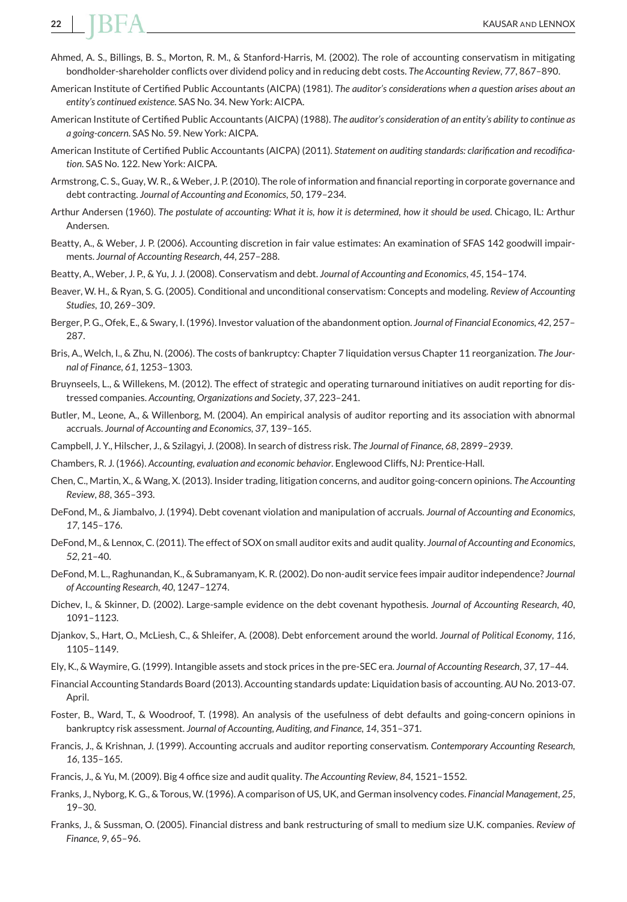Ahmed, A. S., Billings, B. S., Morton, R. M., & Stanford-Harris, M. (2002). The role of accounting conservatism in mitigating bondholder-shareholder conflicts over dividend policy and in reducing debt costs. *The Accounting Review*, *77*, 867–890.

American Institute of Certified Public Accountants (AICPA) (1981). *The auditor's considerations when a question arises about an entity's continued existence*. SAS No. 34. New York: AICPA.

American Institute of Certified Public Accountants (AICPA) (1988). *The auditor's consideration of an entity's ability to continue as a going-concern*. SAS No. 59. New York: AICPA.

American Institute of Certified Public Accountants (AICPA) (2011). *Statement on auditing standards: clarification and recodification*. SAS No. 122. New York: AICPA.

Armstrong, C. S., Guay, W. R., & Weber, J. P. (2010). The role of information and financial reporting in corporate governance and debt contracting. *Journal of Accounting and Economics*, *50*, 179–234.

Arthur Andersen (1960). *The postulate of accounting: What it is, how it is determined, how it should be used*. Chicago, IL: Arthur Andersen.

Beatty, A., & Weber, J. P. (2006). Accounting discretion in fair value estimates: An examination of SFAS 142 goodwill impairments. *Journal of Accounting Research*, *44*, 257–288.

Beatty, A., Weber, J. P., & Yu, J. J. (2008). Conservatism and debt. *Journal of Accounting and Economics*, *45*, 154–174.

Beaver, W. H., & Ryan, S. G. (2005). Conditional and unconditional conservatism: Concepts and modeling. *Review of Accounting Studies*, *10*, 269–309.

Berger, P. G., Ofek, E., & Swary, I. (1996). Investor valuation of the abandonment option. *Journal of Financial Economics*, *42*, 257–287.

Bris, A., Welch, I., & Zhu, N. (2006). The costs of bankruptcy: Chapter 7 liquidation versus Chapter 11 reorganization. *The Journal of Finance*, *61*, 1253–1303.

Bruynseels, L., & Willekens, M. (2012). The effect of strategic and operating turnaround initiatives on audit reporting for distressed companies. *Accounting, Organizations and Society*, *37*, 223–241.

Butler, M., Leone, A., & Willenborg, M. (2004). An empirical analysis of auditor reporting and its association with abnormal accruals. *Journal of Accounting and Economics*, *37*, 139–165.

Campbell, J. Y., Hilscher, J., & Szilagyi, J. (2008). In search of distress risk. *The Journal of Finance*, *68*, 2899–2939.

Chambers, R. J. (1966). *Accounting, evaluation and economic behavior*. Englewood Cliffs, NJ: Prentice-Hall.

Chen, C., Martin, X., & Wang, X. (2013). Insider trading, litigation concerns, and auditor going-concern opinions. *The Accounting Review*, *88*, 365–393.

DeFond, M., & Jiambalvo, J. (1994). Debt covenant violation and manipulation of accruals. *Journal of Accounting and Economics*, *17*, 145–176.

DeFond, M., & Lennox, C. (2011). The effect of SOX on small auditor exits and audit quality. *Journal of Accounting and Economics*, *52*, 21–40.

DeFond, M. L., Raghunandan, K., & Subramanyam, K. R. (2002). Do non-audit service fees impair auditor independence? *Journal of Accounting Research*, *40*, 1247–1274.

Dichev, I., & Skinner, D. (2002). Large-sample evidence on the debt covenant hypothesis. *Journal of Accounting Research*, *40*, 1091–1123.

Djankov, S., Hart, O., McLiesh, C., & Shleifer, A. (2008). Debt enforcement around the world. *Journal of Political Economy*, *116*, 1105–1149.

Ely, K., & Waymire, G. (1999). Intangible assets and stock prices in the pre-SEC era. *Journal of Accounting Research*, *37*, 17–44.

Financial Accounting Standards Board (2013). Accounting standards update: Liquidation basis of accounting. AU No. 2013-07. April.

Foster, B., Ward, T., & Woodroof, T. (1998). An analysis of the usefulness of debt defaults and going-concern opinions in bankruptcy risk assessment. *Journal of Accounting, Auditing, and Finance*, *14*, 351–371.

Francis, J., & Krishnan, J. (1999). Accounting accruals and auditor reporting conservatism. *Contemporary Accounting Research*, *16*, 135–165.

Francis, J., & Yu, M. (2009). Big 4 office size and audit quality. *The Accounting Review*, *84*, 1521–1552.

Franks, J., Nyborg, K. G., & Torous, W. (1996). A comparison of US, UK, and German insolvency codes. *Financial Management*, *25*, 19–30.

Franks, J., & Sussman, O. (2005). Financial distress and bank restructuring of small to medium size U.K. companies. *Review of Finance*, *9*, 65–96.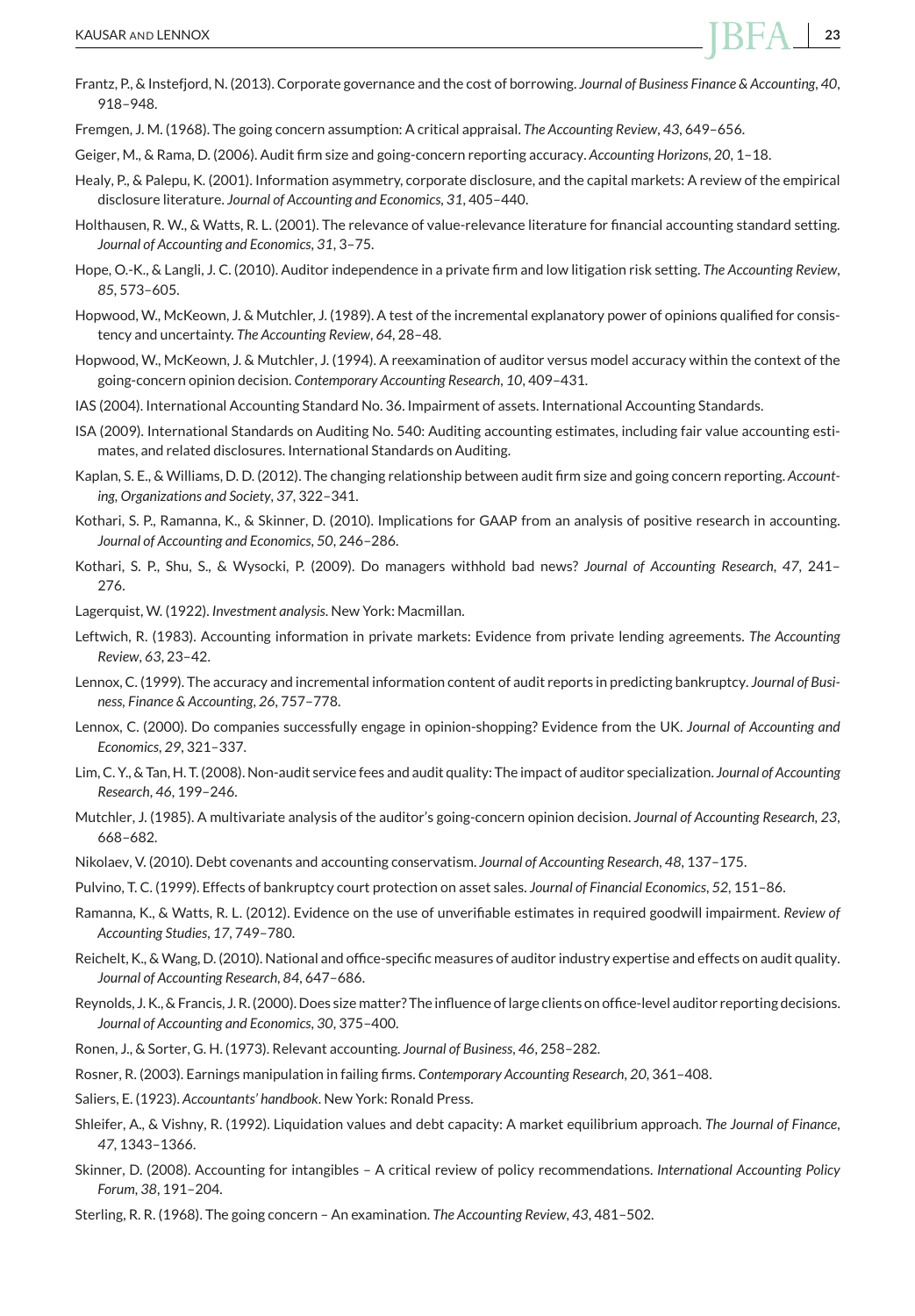Frantz, P., & Instefjord, N. (2013). Corporate governance and the cost of borrowing. *Journal of Business Finance & Accounting*, *40*, 918–948.

Fremgen, J. M. (1968). The going concern assumption: A critical appraisal. *The Accounting Review*, *43*, 649–656.

Geiger, M., & Rama, D. (2006). Audit firm size and going-concern reporting accuracy. *Accounting Horizons*, *20*, 1–18.

Healy, P., & Palepu, K. (2001). Information asymmetry, corporate disclosure, and the capital markets: A review of the empirical disclosure literature. *Journal of Accounting and Economics*, *31*, 405–440.

Holthausen, R. W., & Watts, R. L. (2001). The relevance of value-relevance literature for financial accounting standard setting. *Journal of Accounting and Economics*, *31*, 3–75.

Hope, O.-K., & Langli, J. C. (2010). Auditor independence in a private firm and low litigation risk setting. *The Accounting Review*, *85*, 573–605.

Hopwood, W., McKeown, J. & Mutchler, J. (1989). A test of the incremental explanatory power of opinions qualified for consistency and uncertainty. *The Accounting Review*, *64*, 28–48.

Hopwood, W., McKeown, J. & Mutchler, J. (1994). A reexamination of auditor versus model accuracy within the context of the going-concern opinion decision. *Contemporary Accounting Research*, *10*, 409–431.

IAS (2004). International Accounting Standard No. 36. Impairment of assets. International Accounting Standards.

ISA (2009). International Standards on Auditing No. 540: Auditing accounting estimates, including fair value accounting estimates, and related disclosures. International Standards on Auditing.

Kaplan, S. E., & Williams, D. D. (2012). The changing relationship between audit firm size and going concern reporting. *Accounting, Organizations and Society*, *37*, 322–341.

Kothari, S. P., Ramanna, K., & Skinner, D. (2010). Implications for GAAP from an analysis of positive research in accounting. *Journal of Accounting and Economics*, *50*, 246–286.

Kothari, S. P., Shu, S., & Wysocki, P. (2009). Do managers withhold bad news? *Journal of Accounting Research*, *47*, 241–276.

Lagerquist, W. (1922). *Investment analysis*. New York: Macmillan.

Leftwich, R. (1983). Accounting information in private markets: Evidence from private lending agreements. *The Accounting Review*, *63*, 23–42.

Lennox, C. (1999). The accuracy and incremental information content of audit reports in predicting bankruptcy. *Journal of Business, Finance & Accounting*, *26*, 757–778.

Lennox, C. (2000). Do companies successfully engage in opinion-shopping? Evidence from the UK. *Journal of Accounting and Economics*, *29*, 321–337.

Lim, C. Y., & Tan, H. T. (2008). Non-audit service fees and audit quality: The impact of auditor specialization. *Journal of Accounting Research*, *46*, 199–246.

Mutchler, J. (1985). A multivariate analysis of the auditor's going-concern opinion decision. *Journal of Accounting Research*, *23*, 668–682.

Nikolaev, V. (2010). Debt covenants and accounting conservatism. *Journal of Accounting Research*, *48*, 137–175.

Pulvino, T. C. (1999). Effects of bankruptcy court protection on asset sales. *Journal of Financial Economics*, *52*, 151–86.

Ramanna, K., & Watts, R. L. (2012). Evidence on the use of unverifiable estimates in required goodwill impairment. *Review of Accounting Studies*, *17*, 749–780.

Reichelt, K., & Wang, D. (2010). National and office-specific measures of auditor industry expertise and effects on audit quality. *Journal of Accounting Research*, *84*, 647–686.

Reynolds, J. K., & Francis, J. R. (2000). Does size matter? The influence of large clients on office-level auditor reporting decisions. *Journal of Accounting and Economics*, *30*, 375–400.

Ronen, J., & Sorter, G. H. (1973). Relevant accounting. *Journal of Business*, *46*, 258–282.

Rosner, R. (2003). Earnings manipulation in failing firms. *Contemporary Accounting Research*, *20*, 361–408.

Saliers, E. (1923). *Accountants' handbook*. New York: Ronald Press.

Shleifer, A., & Vishny, R. (1992). Liquidation values and debt capacity: A market equilibrium approach. *The Journal of Finance*, *47*, 1343–1366.

Skinner, D. (2008). Accounting for intangibles – A critical review of policy recommendations. *International Accounting Policy Forum*, *38*, 191–204.

Sterling, R. R. (1968). The going concern – An examination. *The Accounting Review*, *43*, 481–502.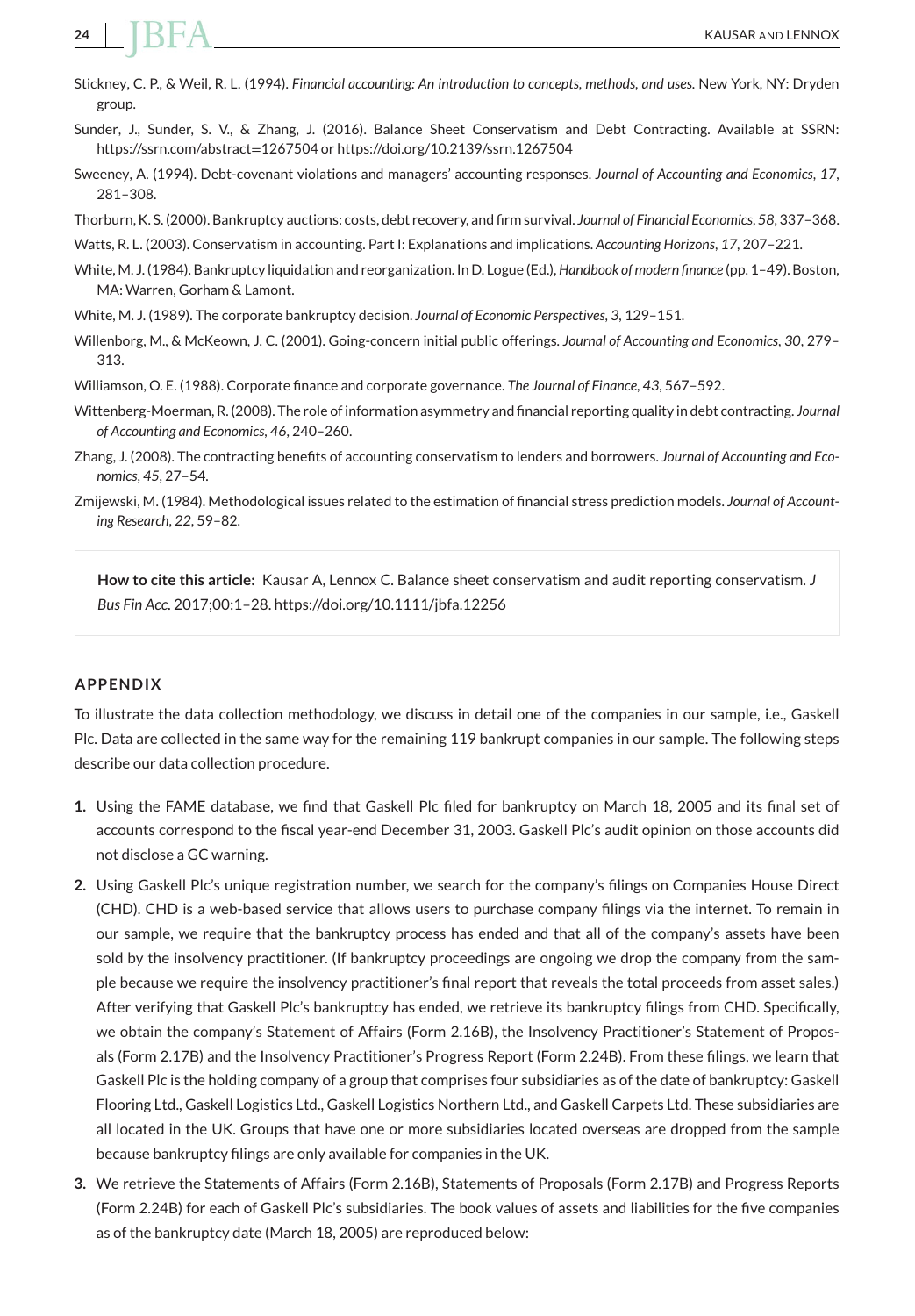Stickney, C. P., & Weil, R. L. (1994). *Financial accounting: An introduction to concepts, methods, and uses.* New York, NY: Dryden group.

Sunder, J., Sunder, S. V., & Zhang, J. (2016). Balance Sheet Conservatism and Debt Contracting. Available at SSRN: https://ssrn.com/abstract=1267504 or https://doi.org/10.2139/ssrn.1267504

Sweeney, A. (1994). Debt-covenant violations and managers' accounting responses. *Journal of Accounting and Economics*, *17*, 281–308.

Thorburn, K. S. (2000). Bankruptcy auctions: costs, debt recovery, and firm survival. *Journal of Financial Economics*, *58*, 337–368.

Watts, R. L. (2003). Conservatism in accounting. Part I: Explanations and implications. *Accounting Horizons*, *17*, 207–221.

White, M. J. (1984). Bankruptcy liquidation and reorganization. In D. Logue (Ed.), *Handbook of modern finance* (pp. 1–49). Boston, MA: Warren, Gorham & Lamont.

White, M. J. (1989). The corporate bankruptcy decision. *Journal of Economic Perspectives*, *3*, 129–151.

Willenborg, M., & McKeown, J. C. (2001). Going-concern initial public offerings. *Journal of Accounting and Economics*, *30*, 279–313.

Williamson, O. E. (1988). Corporate finance and corporate governance. *The Journal of Finance*, *43*, 567–592.

Wittenberg-Moerman, R. (2008). The role of information asymmetry and financial reporting quality in debt contracting. *Journal of Accounting and Economics*, *46*, 240–260.

Zhang, J. (2008). The contracting benefits of accounting conservatism to lenders and borrowers. *Journal of Accounting and Economics*, *45*, 27–54.

Zmijewski, M. (1984). Methodological issues related to the estimation of financial stress prediction models. *Journal of Accounting Research*, *22*, 59–82.

**How to cite this article:** Kausar A, Lennox C. Balance sheet conservatism and audit reporting conservatism. *J Bus Fin Acc.* 2017;00:1–28. https://doi.org/10.1111/jbfa.12256

## APPENDIX

To illustrate the data collection methodology, we discuss in detail one of the companies in our sample, i.e., Gaskell Plc. Data are collected in the same way for the remaining 119 bankrupt companies in our sample. The following steps describe our data collection procedure.

1. Using the FAME database, we find that Gaskell Plc filed for bankruptcy on March 18, 2005 and its final set of accounts correspond to the fiscal year-end December 31, 2003. Gaskell Plc's audit opinion on those accounts did not disclose a GC warning.
2. Using Gaskell Plc's unique registration number, we search for the company's filings on Companies House Direct (CHD). CHD is a web-based service that allows users to purchase company filings via the internet. To remain in our sample, we require that the bankruptcy process has ended and that all of the company's assets have been sold by the insolvency practitioner. (If bankruptcy proceedings are ongoing we drop the company from the sample because we require the insolvency practitioner's final report that reveals the total proceeds from asset sales.) After verifying that Gaskell Plc's bankruptcy has ended, we retrieve its bankruptcy filings from CHD. Specifically, we obtain the company's Statement of Affairs (Form 2.16B), the Insolvency Practitioner's Statement of Proposals (Form 2.17B) and the Insolvency Practitioner's Progress Report (Form 2.24B). From these filings, we learn that Gaskell Plc is the holding company of a group that comprises four subsidiaries as of the date of bankruptcy: Gaskell Flooring Ltd., Gaskell Logistics Ltd., Gaskell Logistics Northern Ltd., and Gaskell Carpets Ltd. These subsidiaries are all located in the UK. Groups that have one or more subsidiaries located overseas are dropped from the sample because bankruptcy filings are only available for companies in the UK.
3. We retrieve the Statements of Affairs (Form 2.16B), Statements of Proposals (Form 2.17B) and Progress Reports (Form 2.24B) for each of Gaskell Plc's subsidiaries. The book values of assets and liabilities for the five companies as of the bankruptcy date (March 18, 2005) are reproduced below: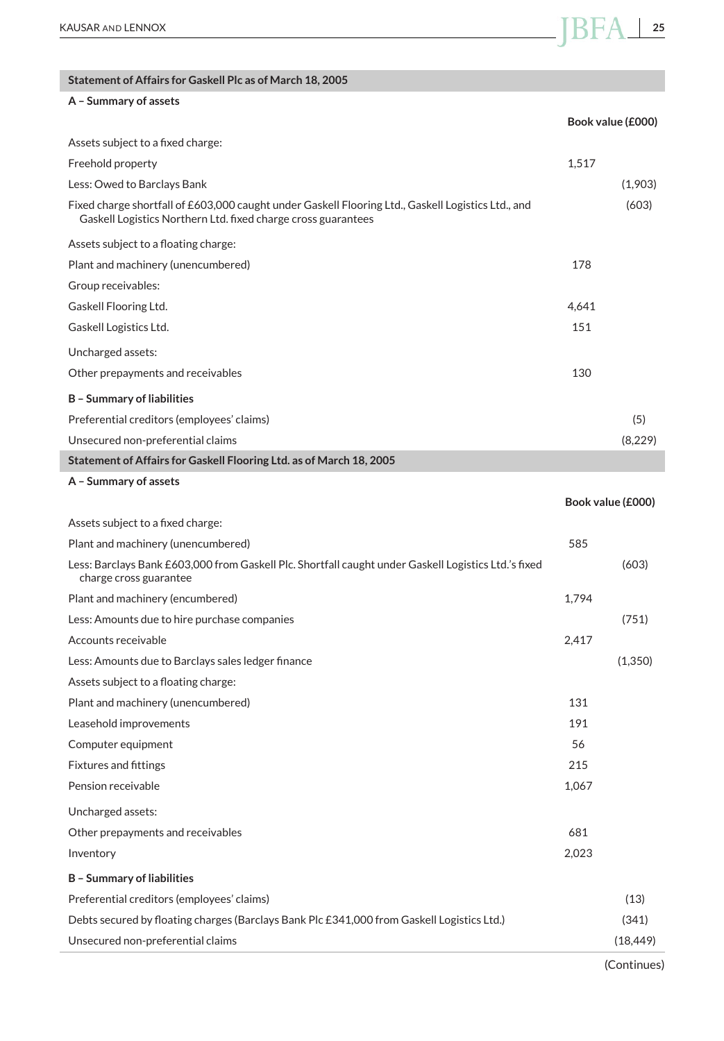| Statement of Affairs for Gaskell Plc as of March 18, 2005 | | |
|---|---|---|
| **A – Summary of assets** | | |
| | **Book value (£000)** | |
| Assets subject to a fixed charge: | | |
| Freehold property | 1,517 | |
| Less: Owed to Barclays Bank | | (1,903) |
| Fixed charge shortfall of £603,000 caught under Gaskell Flooring Ltd., Gaskell Logistics Ltd., and Gaskell Logistics Northern Ltd. fixed charge cross guarantees | | (603) |
| Assets subject to a floating charge: | | |
| Plant and machinery (unencumbered) | 178 | |
| Group receivables: | | |
| Gaskell Flooring Ltd. | 4,641 | |
| Gaskell Logistics Ltd. | 151 | |
| Uncharged assets: | | |
| Other prepayments and receivables | 130 | |
| **B – Summary of liabilities** | | |
| Preferential creditors (employees' claims) | | (5) |
| Unsecured non-preferential claims | | (8,229) |

| Statement of Affairs for Gaskell Flooring Ltd. as of March 18, 2005 | | |
|---|---|---|
| **A – Summary of assets** | | |
| | **Book value (£000)** | |
| Assets subject to a fixed charge: | | |
| Plant and machinery (unencumbered) | 585 | |
| Less: Barclays Bank £603,000 from Gaskell Plc. Shortfall caught under Gaskell Logistics Ltd.'s fixed charge cross guarantee | | (603) |
| Plant and machinery (encumbered) | 1,794 | |
| Less: Amounts due to hire purchase companies | | (751) |
| Accounts receivable | 2,417 | |
| Less: Amounts due to Barclays sales ledger finance | | (1,350) |
| Assets subject to a floating charge: | | |
| Plant and machinery (unencumbered) | 131 | |
| Leasehold improvements | 191 | |
| Computer equipment | 56 | |
| Fixtures and fittings | 215 | |
| Pension receivable | 1,067 | |
| Uncharged assets: | | |
| Other prepayments and receivables | 681 | |
| Inventory | 2,023 | |
| **B – Summary of liabilities** | | |
| Preferential creditors (employees' claims) | | (13) |
| Debts secured by floating charges (Barclays Bank Plc £341,000 from Gaskell Logistics Ltd.) | | (341) |
| Unsecured non-preferential claims | | (18,449) |

(Continues)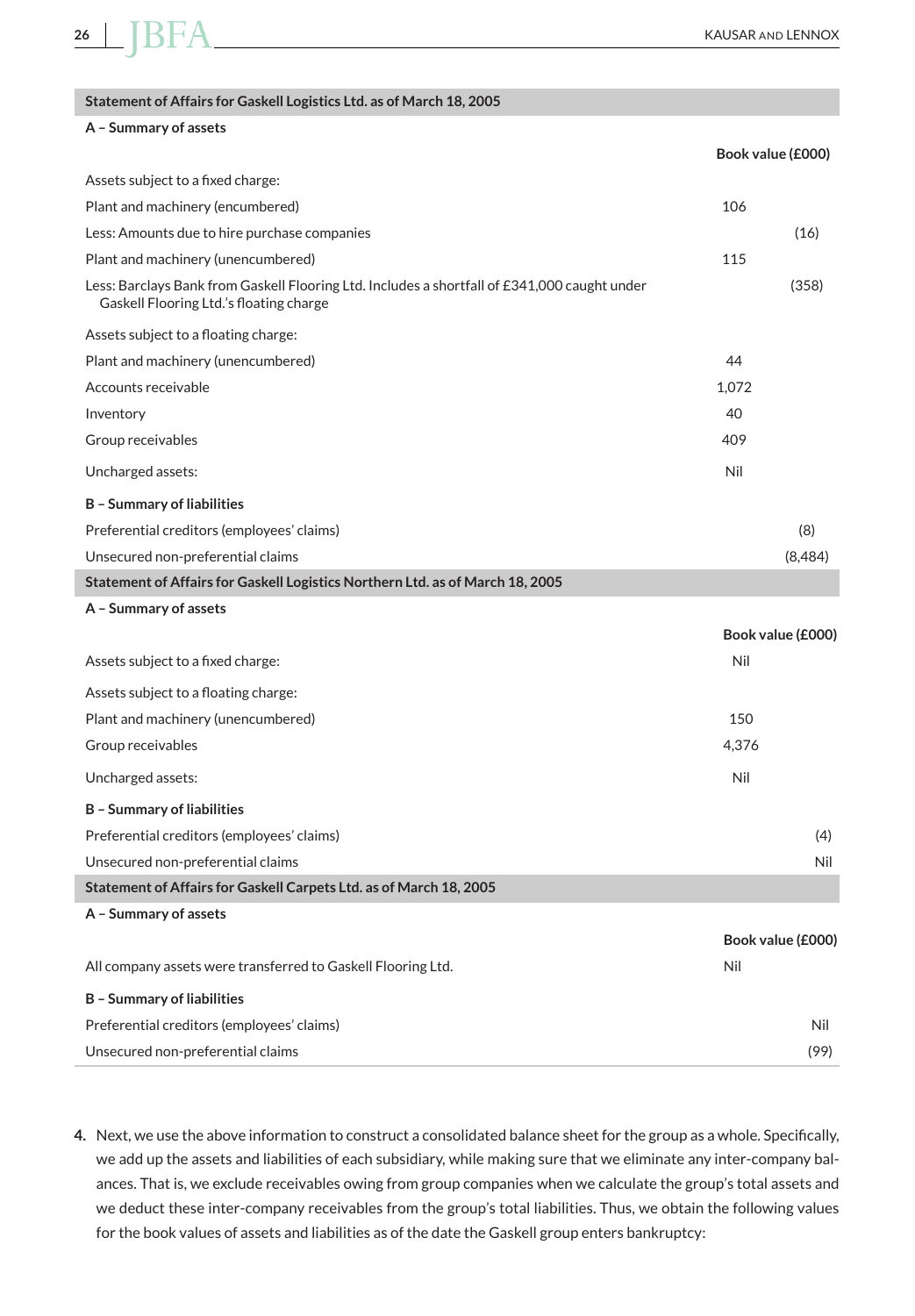| Statement of Affairs for Gaskell Logistics Ltd. as of March 18, 2005 | | |
|---|---|---|
| **A – Summary of assets** | | |
| | **Book value (£000)** | |
| Assets subject to a fixed charge: | | |
| Plant and machinery (encumbered) | 106 | |
| Less: Amounts due to hire purchase companies | | (16) |
| Plant and machinery (unencumbered) | 115 | |
| Less: Barclays Bank from Gaskell Flooring Ltd. Includes a shortfall of £341,000 caught under Gaskell Flooring Ltd.'s floating charge | | (358) |
| Assets subject to a floating charge: | | |
| Plant and machinery (unencumbered) | 44 | |
| Accounts receivable | 1,072 | |
| Inventory | 40 | |
| Group receivables | 409 | |
| Uncharged assets: | Nil | |
| **B – Summary of liabilities** | | |
| Preferential creditors (employees' claims) | | (8) |
| Unsecured non-preferential claims | | (8,484) |

| Statement of Affairs for Gaskell Logistics Northern Ltd. as of March 18, 2005 | | |
|---|---|---|
| **A – Summary of assets** | | |
| | **Book value (£000)** | |
| Assets subject to a fixed charge: | Nil | |
| Assets subject to a floating charge: | | |
| Plant and machinery (unencumbered) | 150 | |
| Group receivables | 4,376 | |
| Uncharged assets: | Nil | |
| **B – Summary of liabilities** | | |
| Preferential creditors (employees' claims) | | (4) |
| Unsecured non-preferential claims | | Nil |

| Statement of Affairs for Gaskell Carpets Ltd. as of March 18, 2005 | | |
|---|---|---|
| **A – Summary of assets** | | |
| | **Book value (£000)** | |
| All company assets were transferred to Gaskell Flooring Ltd. | Nil | |
| **B – Summary of liabilities** | | |
| Preferential creditors (employees' claims) | | Nil |
| Unsecured non-preferential claims | | (99) |

4. Next, we use the above information to construct a consolidated balance sheet for the group as a whole. Specifically, we add up the assets and liabilities of each subsidiary, while making sure that we eliminate any inter-company balances. That is, we exclude receivables owing from group companies when we calculate the group's total assets and we deduct these inter-company receivables from the group's total liabilities. Thus, we obtain the following values for the book values of assets and liabilities as of the date the Gaskell group enters bankruptcy: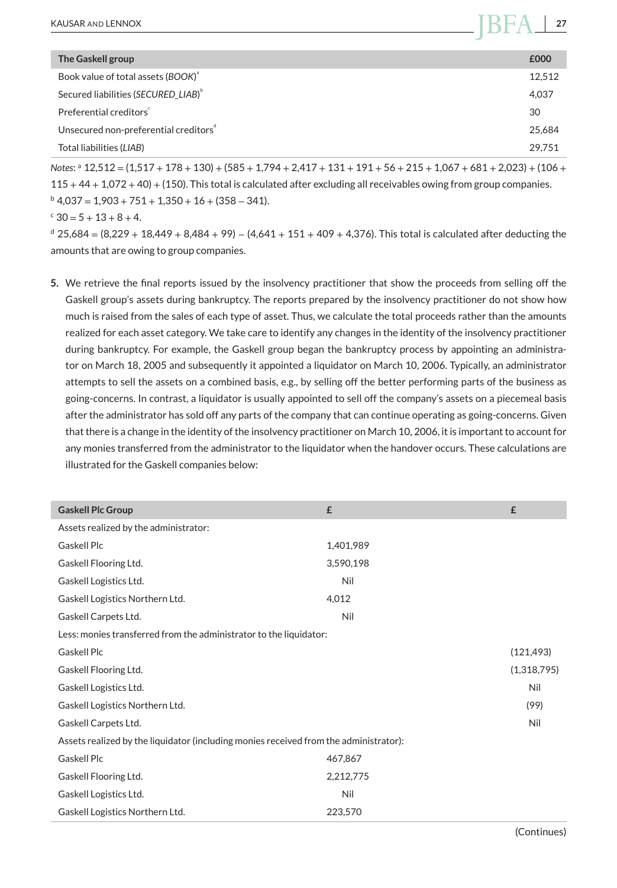| The Gaskell group | £000 |
|---|---|
| Book value of total assets (*BOOK*)[a] | 12,512 |
| Secured liabilities (*SECURED_LIAB*)[b] | 4,037 |
| Preferential creditors[c] | 30 |
| Unsecured non-preferential creditors[d] | 25,684 |
| Total liabilities (*LIAB*) | 29,751 |

*Notes*: [a] 12,512 = (1,517 + 178 + 130) + (585 + 1,794 + 2,417 + 131 + 191 + 56 + 215 + 1,067 + 681 + 2,023) + (106 + 115 + 44 + 1,072 + 40) + (150). This total is calculated after excluding all receivables owing from group companies.
[b] 4,037 = 1,903 + 751 + 1,350 + 16 + (358 − 341).
[c] 30 = 5 + 13 + 8 + 4.
[d] 25,684 = (8,229 + 18,449 + 8,484 + 99) − (4,641 + 151 + 409 + 4,376). This total is calculated after deducting the amounts that are owing to group companies.

5. We retrieve the final reports issued by the insolvency practitioner that show the proceeds from selling off the Gaskell group's assets during bankruptcy. The reports prepared by the insolvency practitioner do not show how much is raised from the sales of each type of asset. Thus, we calculate the total proceeds rather than the amounts realized for each asset category. We take care to identify any changes in the identity of the insolvency practitioner during bankruptcy. For example, the Gaskell group began the bankruptcy process by appointing an administrator on March 18, 2005 and subsequently it appointed a liquidator on March 10, 2006. Typically, an administrator attempts to sell the assets on a combined basis, e.g., by selling off the better performing parts of the business as going-concerns. In contrast, a liquidator is usually appointed to sell off the company's assets on a piecemeal basis after the administrator has sold off any parts of the company that can continue operating as going-concerns. Given that there is a change in the identity of the insolvency practitioner on March 10, 2006, it is important to account for any monies transferred from the administrator to the liquidator when the handover occurs. These calculations are illustrated for the Gaskell companies below:

| Gaskell Plc Group | £ | £ |
|---|---|---|
| Assets realized by the administrator: | | |
| Gaskell Plc | 1,401,989 | |
| Gaskell Flooring Ltd. | 3,590,198 | |
| Gaskell Logistics Ltd. | Nil | |
| Gaskell Logistics Northern Ltd. | 4,012 | |
| Gaskell Carpets Ltd. | Nil | |
| Less: monies transferred from the administrator to the liquidator: | | |
| Gaskell Plc | | (121,493) |
| Gaskell Flooring Ltd. | | (1,318,795) |
| Gaskell Logistics Ltd. | | Nil |
| Gaskell Logistics Northern Ltd. | | (99) |
| Gaskell Carpets Ltd. | | Nil |
| Assets realized by the liquidator (including monies received from the administrator): | | |
| Gaskell Plc | 467,867 | |
| Gaskell Flooring Ltd. | 2,212,775 | |
| Gaskell Logistics Ltd. | Nil | |
| Gaskell Logistics Northern Ltd. | 223,570 | |

(Continues)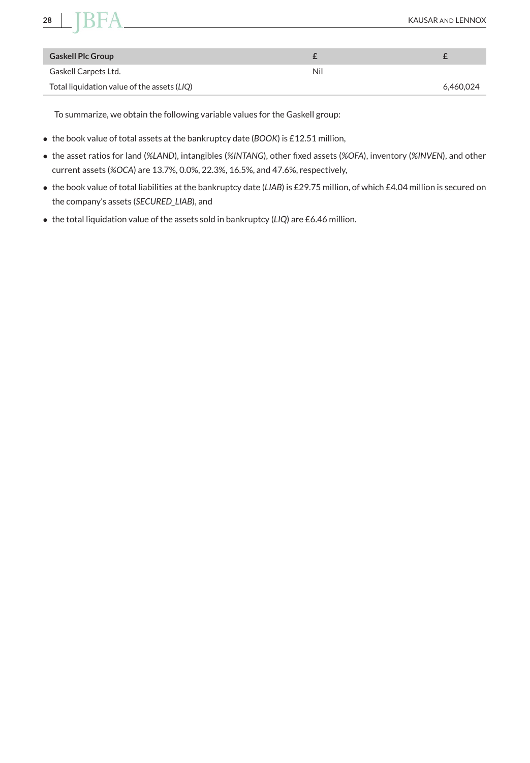| Gaskell Plc Group | £ | £ |
|---|---|---|
| Gaskell Carpets Ltd. | Nil | |
| Total liquidation value of the assets (*LIQ*) | | 6,460,024 |

To summarize, we obtain the following variable values for the Gaskell group:

- the book value of total assets at the bankruptcy date (*BOOK*) is £12.51 million,
- the asset ratios for land (*%LAND*), intangibles (*%INTANG*), other fixed assets (*%OFA*), inventory (*%INVEN*), and other current assets (*%OCA*) are 13.7%, 0.0%, 22.3%, 16.5%, and 47.6%, respectively,
- the book value of total liabilities at the bankruptcy date (*LIAB*) is £29.75 million, of which £4.04 million is secured on the company's assets (*SECURED_LIAB*), and
- the total liquidation value of the assets sold in bankruptcy (*LIQ*) are £6.46 million.